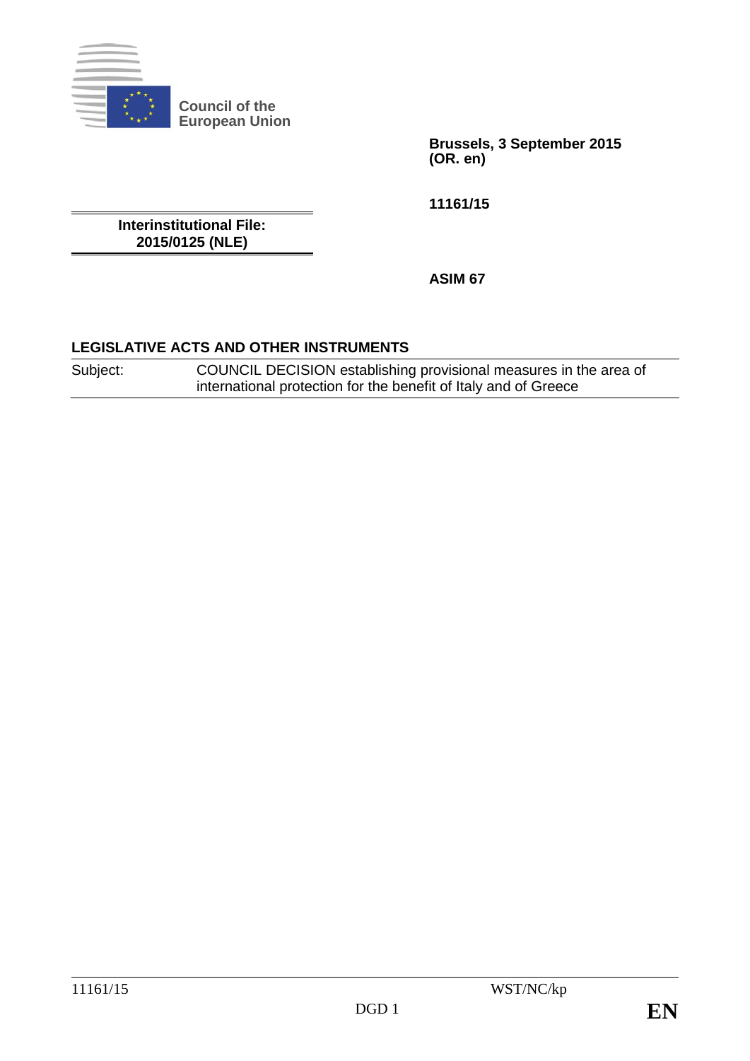**Council of the European Union**

**Brussels, 3 September 2015**
**(OR. en)**

**11161/15**

**Interinstitutional File:**
**2015/0125 (NLE)**

**ASIM 67**

## LEGISLATIVE ACTS AND OTHER INSTRUMENTS

| | |
|---|---|
| Subject: | COUNCIL DECISION establishing provisional measures in the area of international protection for the benefit of Italy and of Greece |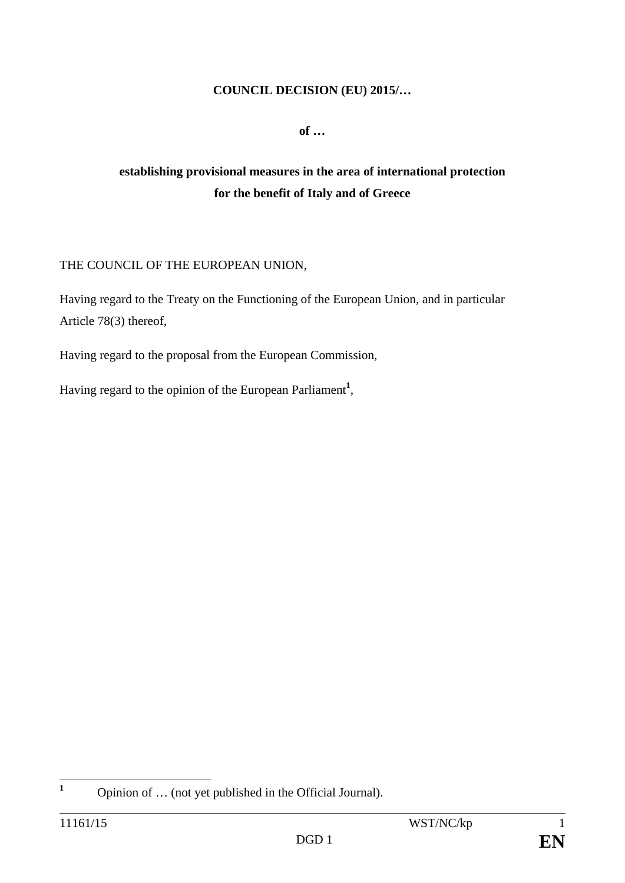**COUNCIL DECISION (EU) 2015/…**

**of …**

**establishing provisional measures in the area of international protection for the benefit of Italy and of Greece**

THE COUNCIL OF THE EUROPEAN UNION,

Having regard to the Treaty on the Functioning of the European Union, and in particular Article 78(3) thereof,

Having regard to the proposal from the European Commission,

Having regard to the opinion of the European Parliament[1],

---

[1] Opinion of … (not yet published in the Official Journal).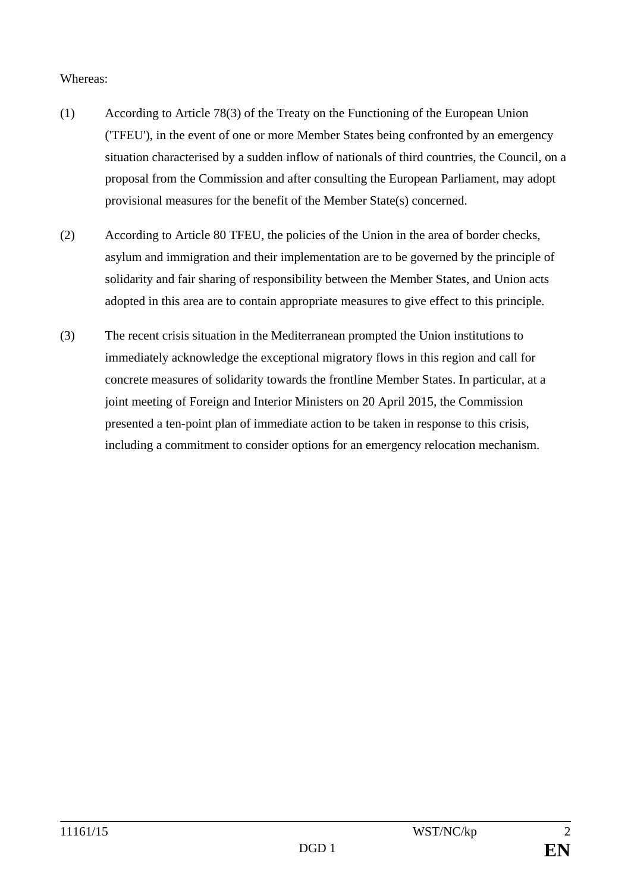Whereas:

(1) According to Article 78(3) of the Treaty on the Functioning of the European Union ('TFEU'), in the event of one or more Member States being confronted by an emergency situation characterised by a sudden inflow of nationals of third countries, the Council, on a proposal from the Commission and after consulting the European Parliament, may adopt provisional measures for the benefit of the Member State(s) concerned.

(2) According to Article 80 TFEU, the policies of the Union in the area of border checks, asylum and immigration and their implementation are to be governed by the principle of solidarity and fair sharing of responsibility between the Member States, and Union acts adopted in this area are to contain appropriate measures to give effect to this principle.

(3) The recent crisis situation in the Mediterranean prompted the Union institutions to immediately acknowledge the exceptional migratory flows in this region and call for concrete measures of solidarity towards the frontline Member States. In particular, at a joint meeting of Foreign and Interior Ministers on 20 April 2015, the Commission presented a ten-point plan of immediate action to be taken in response to this crisis, including a commitment to consider options for an emergency relocation mechanism.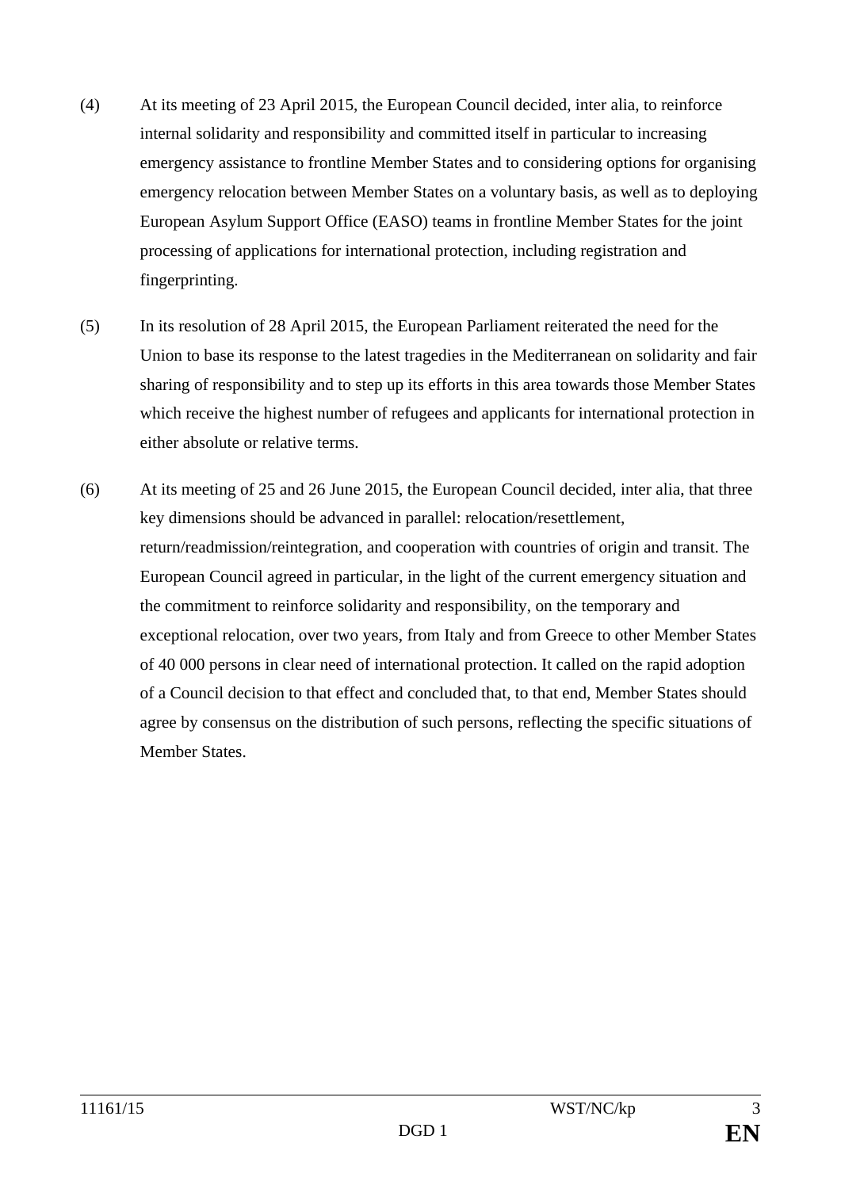(4) At its meeting of 23 April 2015, the European Council decided, inter alia, to reinforce internal solidarity and responsibility and committed itself in particular to increasing emergency assistance to frontline Member States and to considering options for organising emergency relocation between Member States on a voluntary basis, as well as to deploying European Asylum Support Office (EASO) teams in frontline Member States for the joint processing of applications for international protection, including registration and fingerprinting.

(5) In its resolution of 28 April 2015, the European Parliament reiterated the need for the Union to base its response to the latest tragedies in the Mediterranean on solidarity and fair sharing of responsibility and to step up its efforts in this area towards those Member States which receive the highest number of refugees and applicants for international protection in either absolute or relative terms.

(6) At its meeting of 25 and 26 June 2015, the European Council decided, inter alia, that three key dimensions should be advanced in parallel: relocation/resettlement, return/readmission/reintegration, and cooperation with countries of origin and transit. The European Council agreed in particular, in the light of the current emergency situation and the commitment to reinforce solidarity and responsibility, on the temporary and exceptional relocation, over two years, from Italy and from Greece to other Member States of 40 000 persons in clear need of international protection. It called on the rapid adoption of a Council decision to that effect and concluded that, to that end, Member States should agree by consensus on the distribution of such persons, reflecting the specific situations of Member States.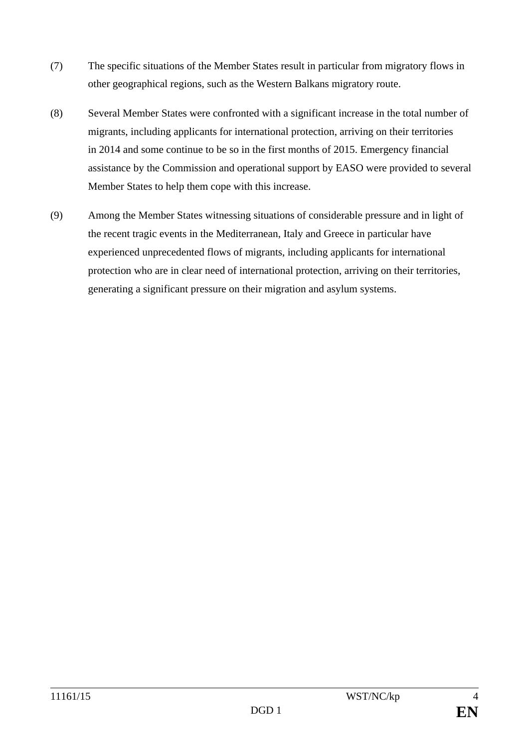(7) The specific situations of the Member States result in particular from migratory flows in other geographical regions, such as the Western Balkans migratory route.

(8) Several Member States were confronted with a significant increase in the total number of migrants, including applicants for international protection, arriving on their territories in 2014 and some continue to be so in the first months of 2015. Emergency financial assistance by the Commission and operational support by EASO were provided to several Member States to help them cope with this increase.

(9) Among the Member States witnessing situations of considerable pressure and in light of the recent tragic events in the Mediterranean, Italy and Greece in particular have experienced unprecedented flows of migrants, including applicants for international protection who are in clear need of international protection, arriving on their territories, generating a significant pressure on their migration and asylum systems.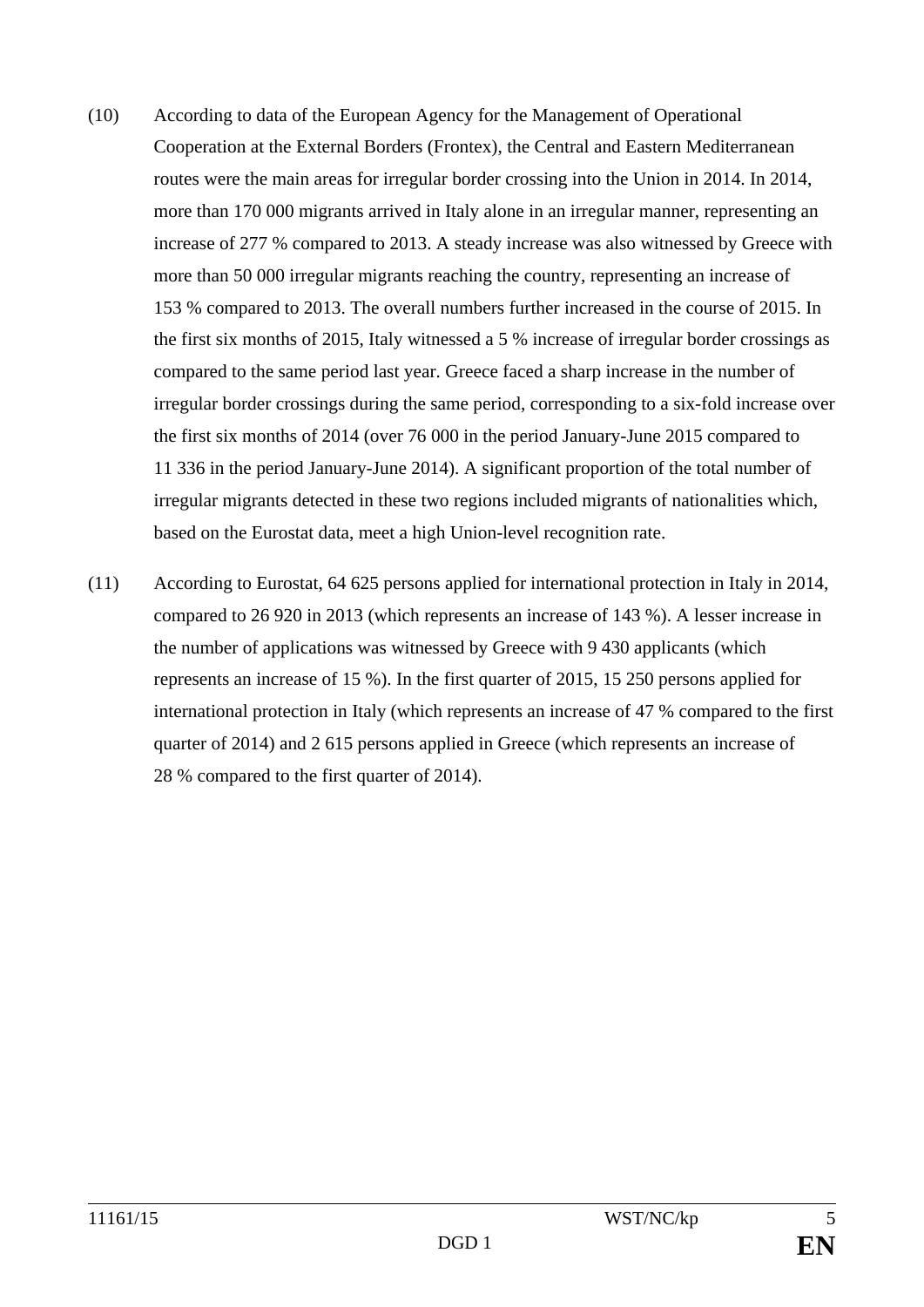(10) According to data of the European Agency for the Management of Operational Cooperation at the External Borders (Frontex), the Central and Eastern Mediterranean routes were the main areas for irregular border crossing into the Union in 2014. In 2014, more than 170 000 migrants arrived in Italy alone in an irregular manner, representing an increase of 277 % compared to 2013. A steady increase was also witnessed by Greece with more than 50 000 irregular migrants reaching the country, representing an increase of 153 % compared to 2013. The overall numbers further increased in the course of 2015. In the first six months of 2015, Italy witnessed a 5 % increase of irregular border crossings as compared to the same period last year. Greece faced a sharp increase in the number of irregular border crossings during the same period, corresponding to a six-fold increase over the first six months of 2014 (over 76 000 in the period January-June 2015 compared to 11 336 in the period January-June 2014). A significant proportion of the total number of irregular migrants detected in these two regions included migrants of nationalities which, based on the Eurostat data, meet a high Union-level recognition rate.

(11) According to Eurostat, 64 625 persons applied for international protection in Italy in 2014, compared to 26 920 in 2013 (which represents an increase of 143 %). A lesser increase in the number of applications was witnessed by Greece with 9 430 applicants (which represents an increase of 15 %). In the first quarter of 2015, 15 250 persons applied for international protection in Italy (which represents an increase of 47 % compared to the first quarter of 2014) and 2 615 persons applied in Greece (which represents an increase of 28 % compared to the first quarter of 2014).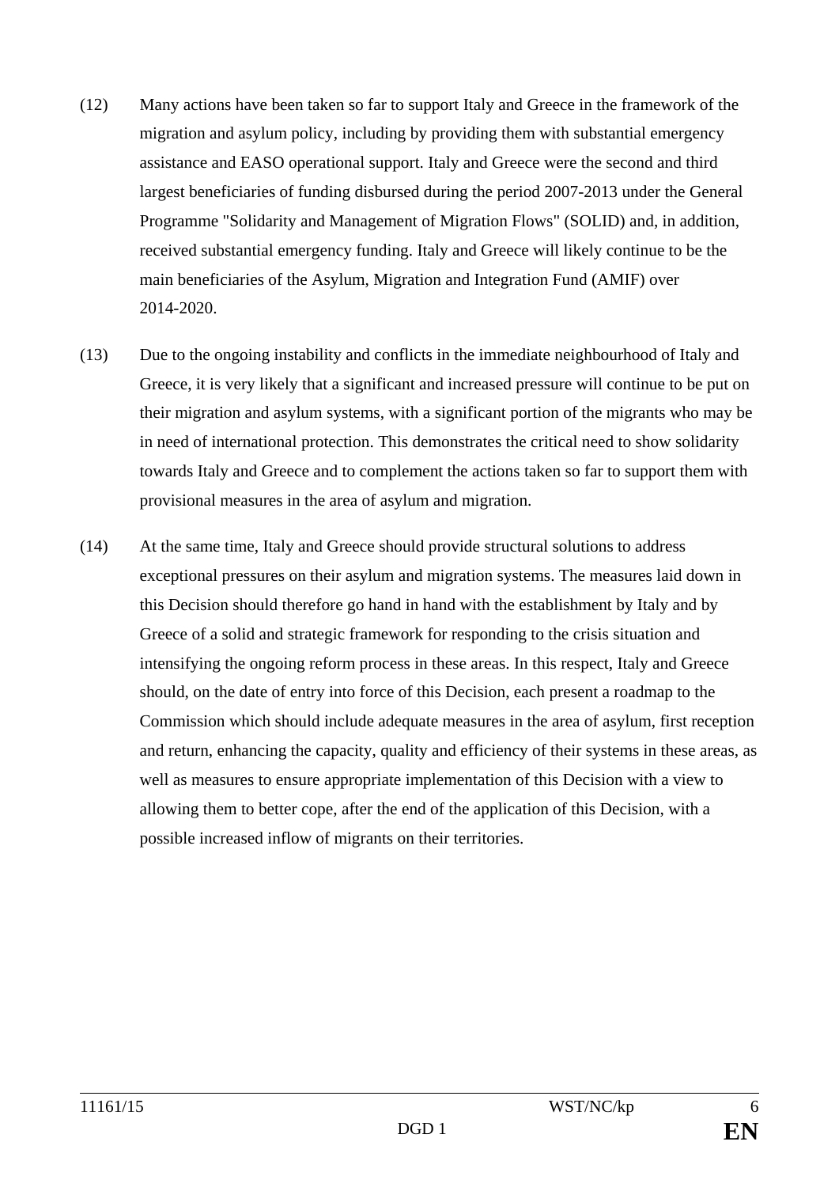(12) Many actions have been taken so far to support Italy and Greece in the framework of the migration and asylum policy, including by providing them with substantial emergency assistance and EASO operational support. Italy and Greece were the second and third largest beneficiaries of funding disbursed during the period 2007-2013 under the General Programme "Solidarity and Management of Migration Flows" (SOLID) and, in addition, received substantial emergency funding. Italy and Greece will likely continue to be the main beneficiaries of the Asylum, Migration and Integration Fund (AMIF) over 2014-2020.

(13) Due to the ongoing instability and conflicts in the immediate neighbourhood of Italy and Greece, it is very likely that a significant and increased pressure will continue to be put on their migration and asylum systems, with a significant portion of the migrants who may be in need of international protection. This demonstrates the critical need to show solidarity towards Italy and Greece and to complement the actions taken so far to support them with provisional measures in the area of asylum and migration.

(14) At the same time, Italy and Greece should provide structural solutions to address exceptional pressures on their asylum and migration systems. The measures laid down in this Decision should therefore go hand in hand with the establishment by Italy and by Greece of a solid and strategic framework for responding to the crisis situation and intensifying the ongoing reform process in these areas. In this respect, Italy and Greece should, on the date of entry into force of this Decision, each present a roadmap to the Commission which should include adequate measures in the area of asylum, first reception and return, enhancing the capacity, quality and efficiency of their systems in these areas, as well as measures to ensure appropriate implementation of this Decision with a view to allowing them to better cope, after the end of the application of this Decision, with a possible increased inflow of migrants on their territories.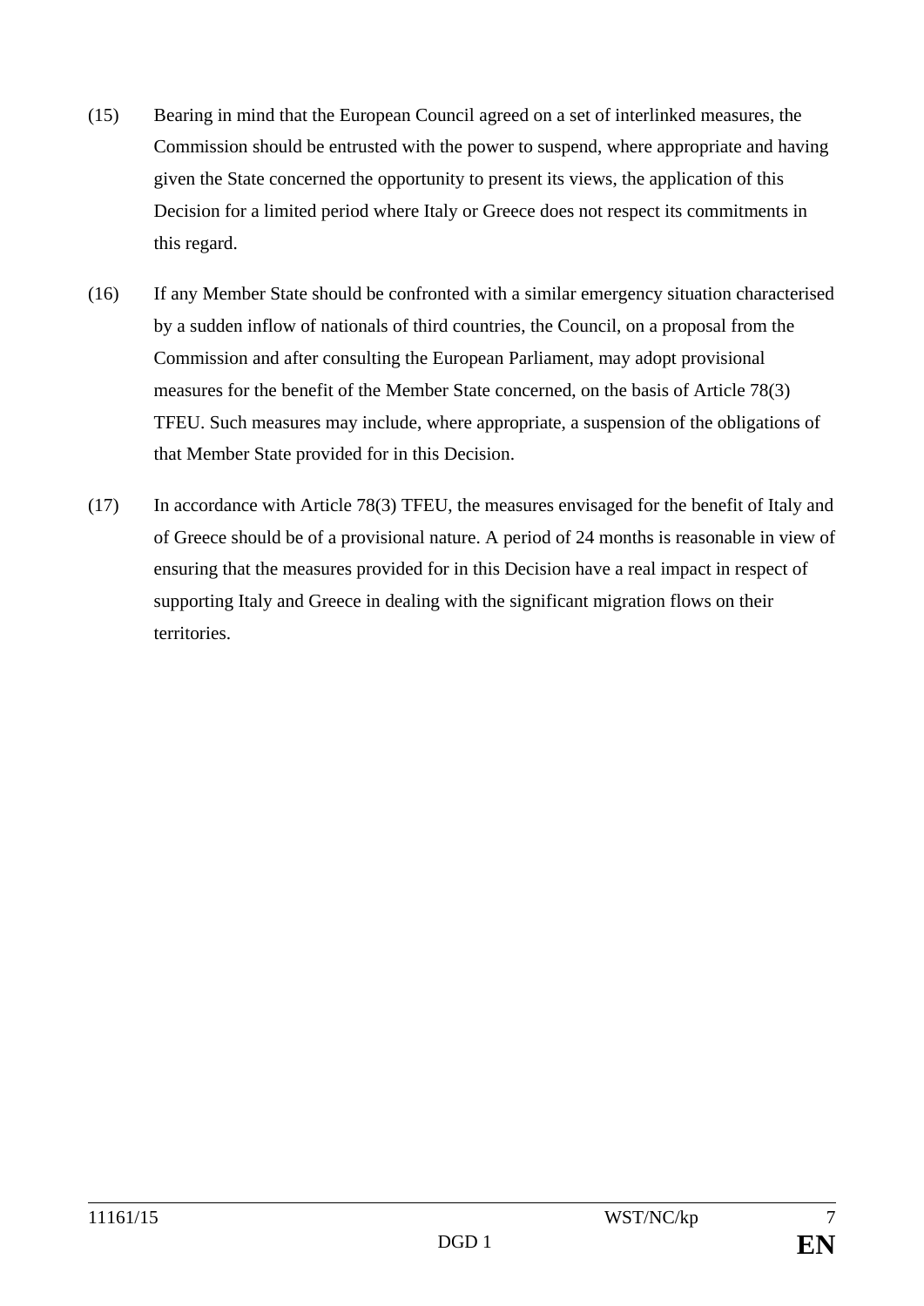(15) Bearing in mind that the European Council agreed on a set of interlinked measures, the Commission should be entrusted with the power to suspend, where appropriate and having given the State concerned the opportunity to present its views, the application of this Decision for a limited period where Italy or Greece does not respect its commitments in this regard.

(16) If any Member State should be confronted with a similar emergency situation characterised by a sudden inflow of nationals of third countries, the Council, on a proposal from the Commission and after consulting the European Parliament, may adopt provisional measures for the benefit of the Member State concerned, on the basis of Article 78(3) TFEU. Such measures may include, where appropriate, a suspension of the obligations of that Member State provided for in this Decision.

(17) In accordance with Article 78(3) TFEU, the measures envisaged for the benefit of Italy and of Greece should be of a provisional nature. A period of 24 months is reasonable in view of ensuring that the measures provided for in this Decision have a real impact in respect of supporting Italy and Greece in dealing with the significant migration flows on their territories.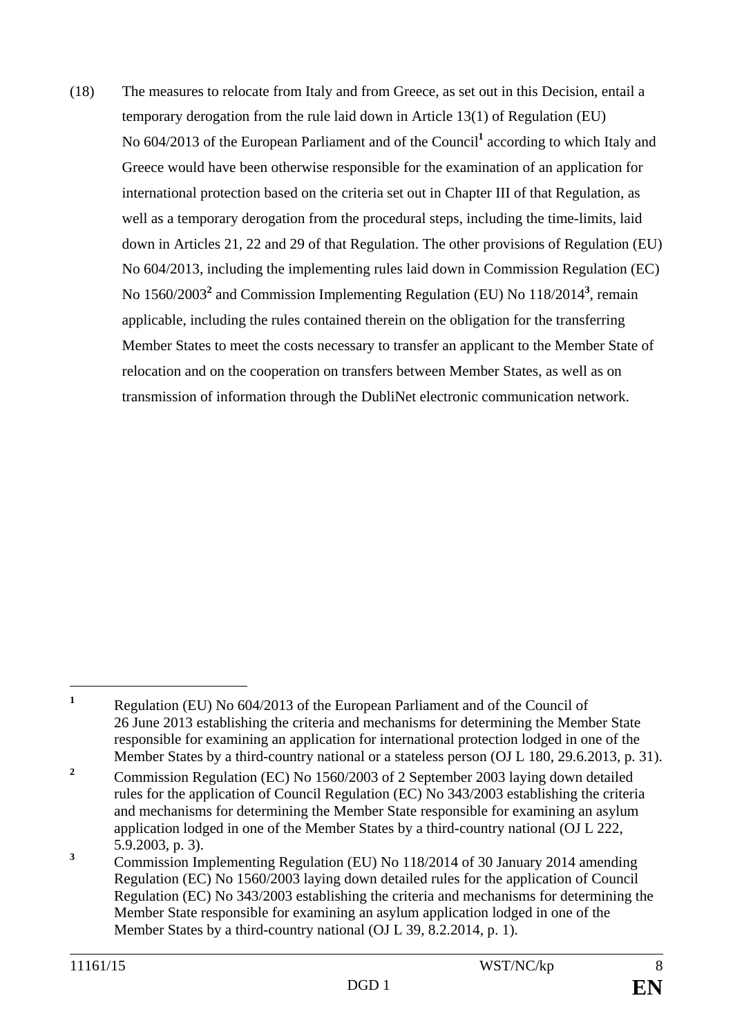(18) The measures to relocate from Italy and from Greece, as set out in this Decision, entail a temporary derogation from the rule laid down in Article 13(1) of Regulation (EU) No 604/2013 of the European Parliament and of the Council[1] according to which Italy and Greece would have been otherwise responsible for the examination of an application for international protection based on the criteria set out in Chapter III of that Regulation, as well as a temporary derogation from the procedural steps, including the time-limits, laid down in Articles 21, 22 and 29 of that Regulation. The other provisions of Regulation (EU) No 604/2013, including the implementing rules laid down in Commission Regulation (EC) No 1560/2003[2] and Commission Implementing Regulation (EU) No 118/2014[3], remain applicable, including the rules contained therein on the obligation for the transferring Member States to meet the costs necessary to transfer an applicant to the Member State of relocation and on the cooperation on transfers between Member States, as well as on transmission of information through the DubliNet electronic communication network.

---

[1] Regulation (EU) No 604/2013 of the European Parliament and of the Council of 26 June 2013 establishing the criteria and mechanisms for determining the Member State responsible for examining an application for international protection lodged in one of the Member States by a third-country national or a stateless person (OJ L 180, 29.6.2013, p. 31).

[2] Commission Regulation (EC) No 1560/2003 of 2 September 2003 laying down detailed rules for the application of Council Regulation (EC) No 343/2003 establishing the criteria and mechanisms for determining the Member State responsible for examining an asylum application lodged in one of the Member States by a third-country national (OJ L 222, 5.9.2003, p. 3).

[3] Commission Implementing Regulation (EU) No 118/2014 of 30 January 2014 amending Regulation (EC) No 1560/2003 laying down detailed rules for the application of Council Regulation (EC) No 343/2003 establishing the criteria and mechanisms for determining the Member State responsible for examining an asylum application lodged in one of the Member States by a third-country national (OJ L 39, 8.2.2014, p. 1).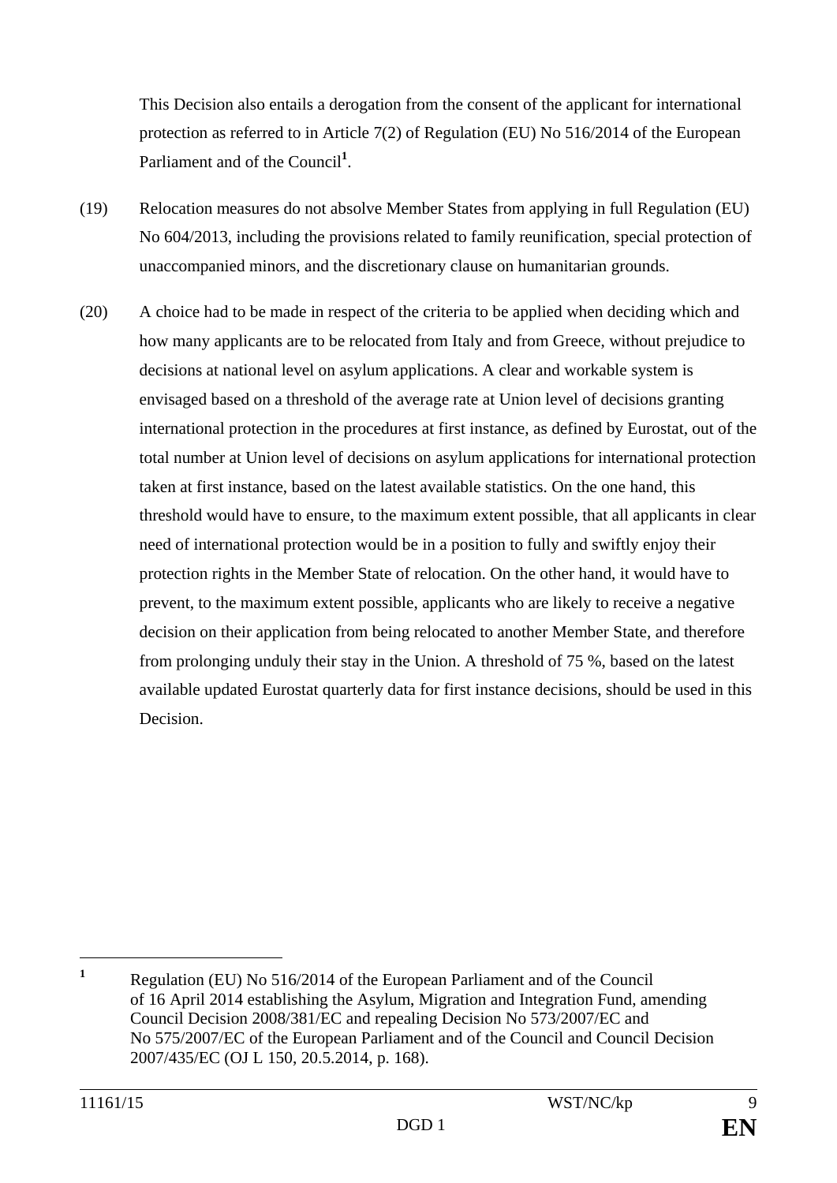This Decision also entails a derogation from the consent of the applicant for international protection as referred to in Article 7(2) of Regulation (EU) No 516/2014 of the European Parliament and of the Council[1].

(19) Relocation measures do not absolve Member States from applying in full Regulation (EU) No 604/2013, including the provisions related to family reunification, special protection of unaccompanied minors, and the discretionary clause on humanitarian grounds.

(20) A choice had to be made in respect of the criteria to be applied when deciding which and how many applicants are to be relocated from Italy and from Greece, without prejudice to decisions at national level on asylum applications. A clear and workable system is envisaged based on a threshold of the average rate at Union level of decisions granting international protection in the procedures at first instance, as defined by Eurostat, out of the total number at Union level of decisions on asylum applications for international protection taken at first instance, based on the latest available statistics. On the one hand, this threshold would have to ensure, to the maximum extent possible, that all applicants in clear need of international protection would be in a position to fully and swiftly enjoy their protection rights in the Member State of relocation. On the other hand, it would have to prevent, to the maximum extent possible, applicants who are likely to receive a negative decision on their application from being relocated to another Member State, and therefore from prolonging unduly their stay in the Union. A threshold of 75 %, based on the latest available updated Eurostat quarterly data for first instance decisions, should be used in this Decision.

---

[1] Regulation (EU) No 516/2014 of the European Parliament and of the Council of 16 April 2014 establishing the Asylum, Migration and Integration Fund, amending Council Decision 2008/381/EC and repealing Decision No 573/2007/EC and No 575/2007/EC of the European Parliament and of the Council and Council Decision 2007/435/EC (OJ L 150, 20.5.2014, p. 168).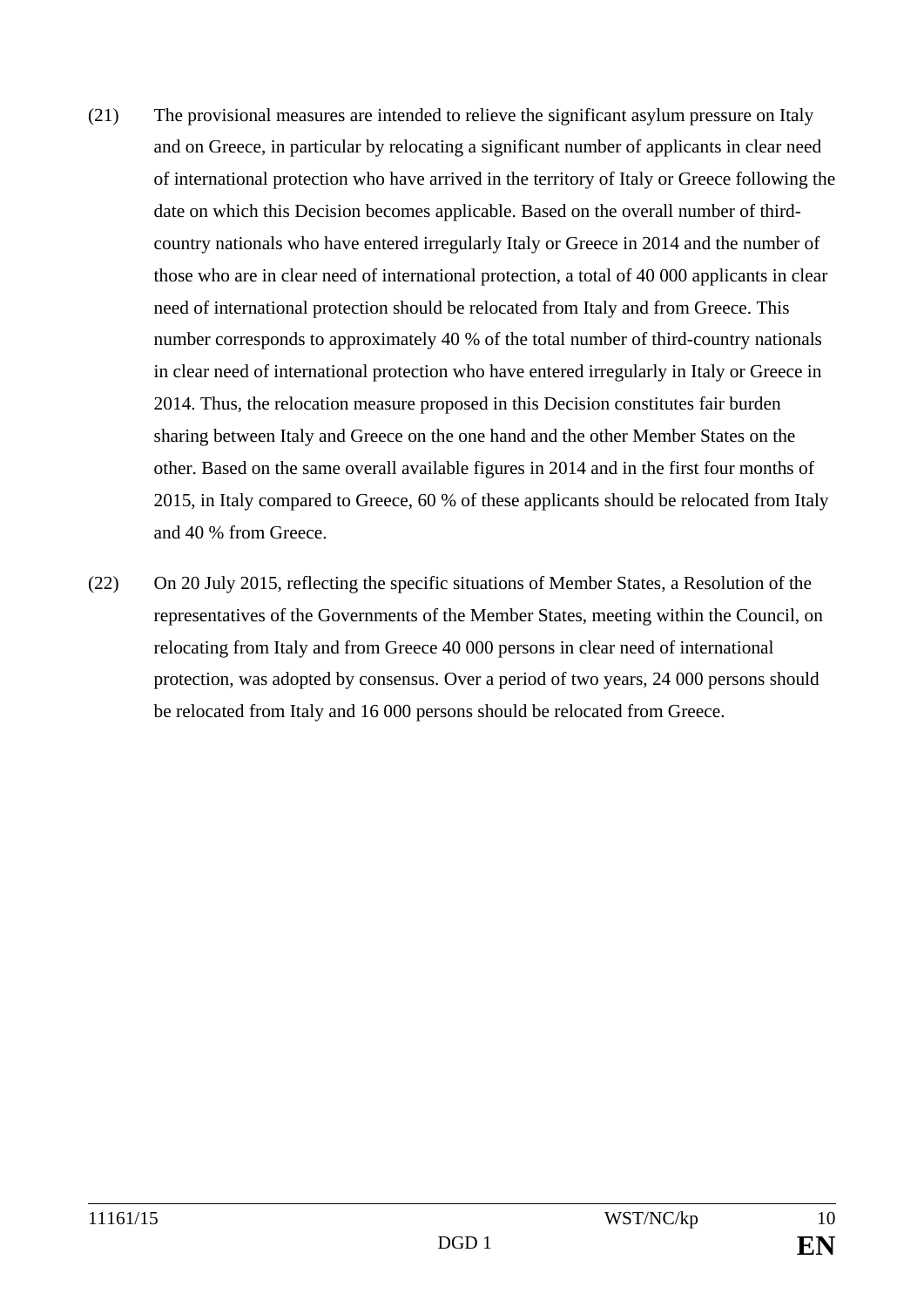(21) The provisional measures are intended to relieve the significant asylum pressure on Italy and on Greece, in particular by relocating a significant number of applicants in clear need of international protection who have arrived in the territory of Italy or Greece following the date on which this Decision becomes applicable. Based on the overall number of third-country nationals who have entered irregularly Italy or Greece in 2014 and the number of those who are in clear need of international protection, a total of 40 000 applicants in clear need of international protection should be relocated from Italy and from Greece. This number corresponds to approximately 40 % of the total number of third-country nationals in clear need of international protection who have entered irregularly in Italy or Greece in 2014. Thus, the relocation measure proposed in this Decision constitutes fair burden sharing between Italy and Greece on the one hand and the other Member States on the other. Based on the same overall available figures in 2014 and in the first four months of 2015, in Italy compared to Greece, 60 % of these applicants should be relocated from Italy and 40 % from Greece.

(22) On 20 July 2015, reflecting the specific situations of Member States, a Resolution of the representatives of the Governments of the Member States, meeting within the Council, on relocating from Italy and from Greece 40 000 persons in clear need of international protection, was adopted by consensus. Over a period of two years, 24 000 persons should be relocated from Italy and 16 000 persons should be relocated from Greece.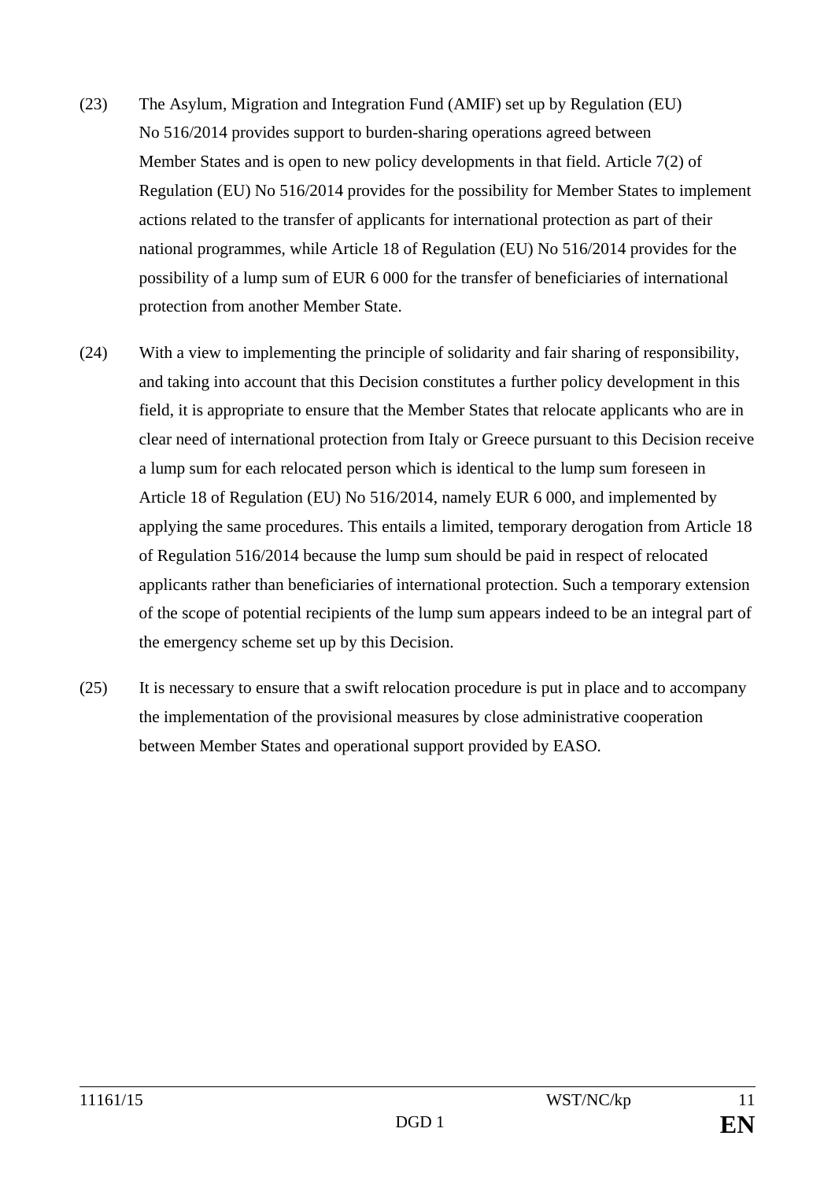(23) The Asylum, Migration and Integration Fund (AMIF) set up by Regulation (EU) No 516/2014 provides support to burden-sharing operations agreed between Member States and is open to new policy developments in that field. Article 7(2) of Regulation (EU) No 516/2014 provides for the possibility for Member States to implement actions related to the transfer of applicants for international protection as part of their national programmes, while Article 18 of Regulation (EU) No 516/2014 provides for the possibility of a lump sum of EUR 6 000 for the transfer of beneficiaries of international protection from another Member State.

(24) With a view to implementing the principle of solidarity and fair sharing of responsibility, and taking into account that this Decision constitutes a further policy development in this field, it is appropriate to ensure that the Member States that relocate applicants who are in clear need of international protection from Italy or Greece pursuant to this Decision receive a lump sum for each relocated person which is identical to the lump sum foreseen in Article 18 of Regulation (EU) No 516/2014, namely EUR 6 000, and implemented by applying the same procedures. This entails a limited, temporary derogation from Article 18 of Regulation 516/2014 because the lump sum should be paid in respect of relocated applicants rather than beneficiaries of international protection. Such a temporary extension of the scope of potential recipients of the lump sum appears indeed to be an integral part of the emergency scheme set up by this Decision.

(25) It is necessary to ensure that a swift relocation procedure is put in place and to accompany the implementation of the provisional measures by close administrative cooperation between Member States and operational support provided by EASO.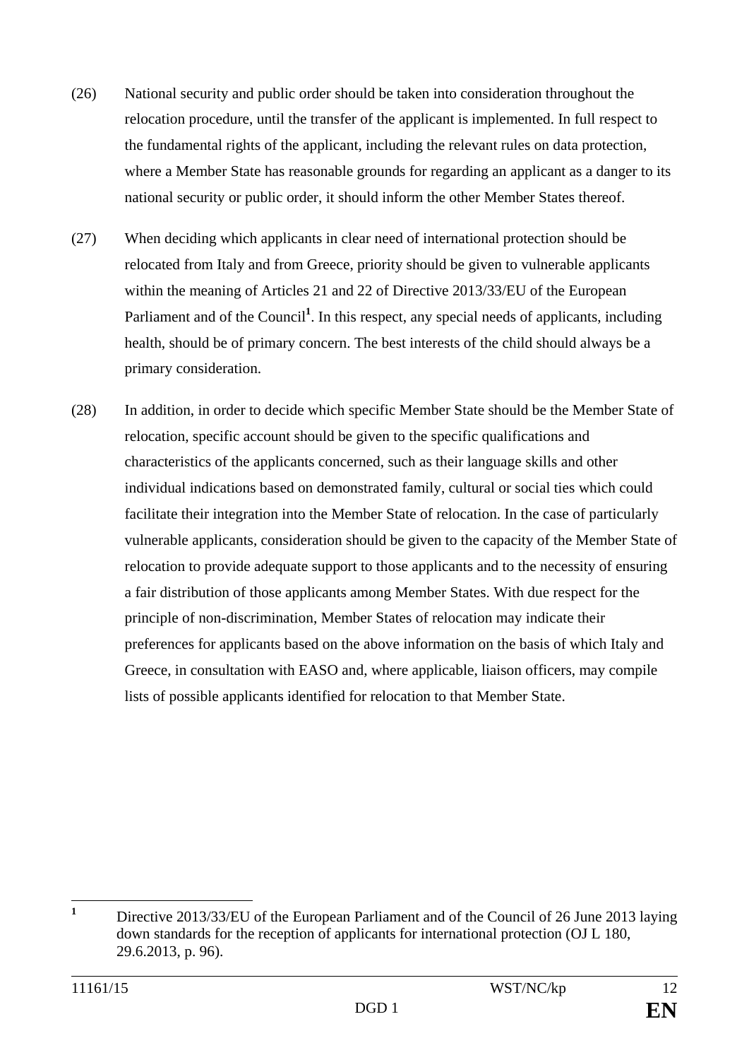(26) National security and public order should be taken into consideration throughout the relocation procedure, until the transfer of the applicant is implemented. In full respect to the fundamental rights of the applicant, including the relevant rules on data protection, where a Member State has reasonable grounds for regarding an applicant as a danger to its national security or public order, it should inform the other Member States thereof.

(27) When deciding which applicants in clear need of international protection should be relocated from Italy and from Greece, priority should be given to vulnerable applicants within the meaning of Articles 21 and 22 of Directive 2013/33/EU of the European Parliament and of the Council[1]. In this respect, any special needs of applicants, including health, should be of primary concern. The best interests of the child should always be a primary consideration.

(28) In addition, in order to decide which specific Member State should be the Member State of relocation, specific account should be given to the specific qualifications and characteristics of the applicants concerned, such as their language skills and other individual indications based on demonstrated family, cultural or social ties which could facilitate their integration into the Member State of relocation. In the case of particularly vulnerable applicants, consideration should be given to the capacity of the Member State of relocation to provide adequate support to those applicants and to the necessity of ensuring a fair distribution of those applicants among Member States. With due respect for the principle of non-discrimination, Member States of relocation may indicate their preferences for applicants based on the above information on the basis of which Italy and Greece, in consultation with EASO and, where applicable, liaison officers, may compile lists of possible applicants identified for relocation to that Member State.

---

[1] Directive 2013/33/EU of the European Parliament and of the Council of 26 June 2013 laying down standards for the reception of applicants for international protection (OJ L 180, 29.6.2013, p. 96).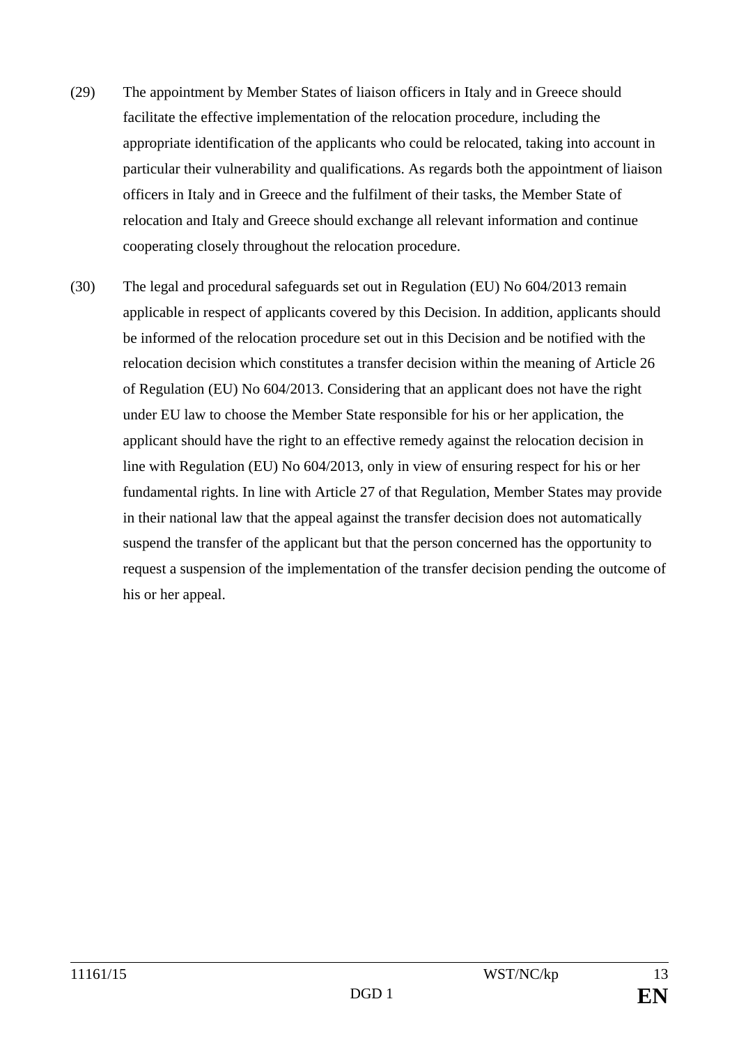(29) The appointment by Member States of liaison officers in Italy and in Greece should facilitate the effective implementation of the relocation procedure, including the appropriate identification of the applicants who could be relocated, taking into account in particular their vulnerability and qualifications. As regards both the appointment of liaison officers in Italy and in Greece and the fulfilment of their tasks, the Member State of relocation and Italy and Greece should exchange all relevant information and continue cooperating closely throughout the relocation procedure.

(30) The legal and procedural safeguards set out in Regulation (EU) No 604/2013 remain applicable in respect of applicants covered by this Decision. In addition, applicants should be informed of the relocation procedure set out in this Decision and be notified with the relocation decision which constitutes a transfer decision within the meaning of Article 26 of Regulation (EU) No 604/2013. Considering that an applicant does not have the right under EU law to choose the Member State responsible for his or her application, the applicant should have the right to an effective remedy against the relocation decision in line with Regulation (EU) No 604/2013, only in view of ensuring respect for his or her fundamental rights. In line with Article 27 of that Regulation, Member States may provide in their national law that the appeal against the transfer decision does not automatically suspend the transfer of the applicant but that the person concerned has the opportunity to request a suspension of the implementation of the transfer decision pending the outcome of his or her appeal.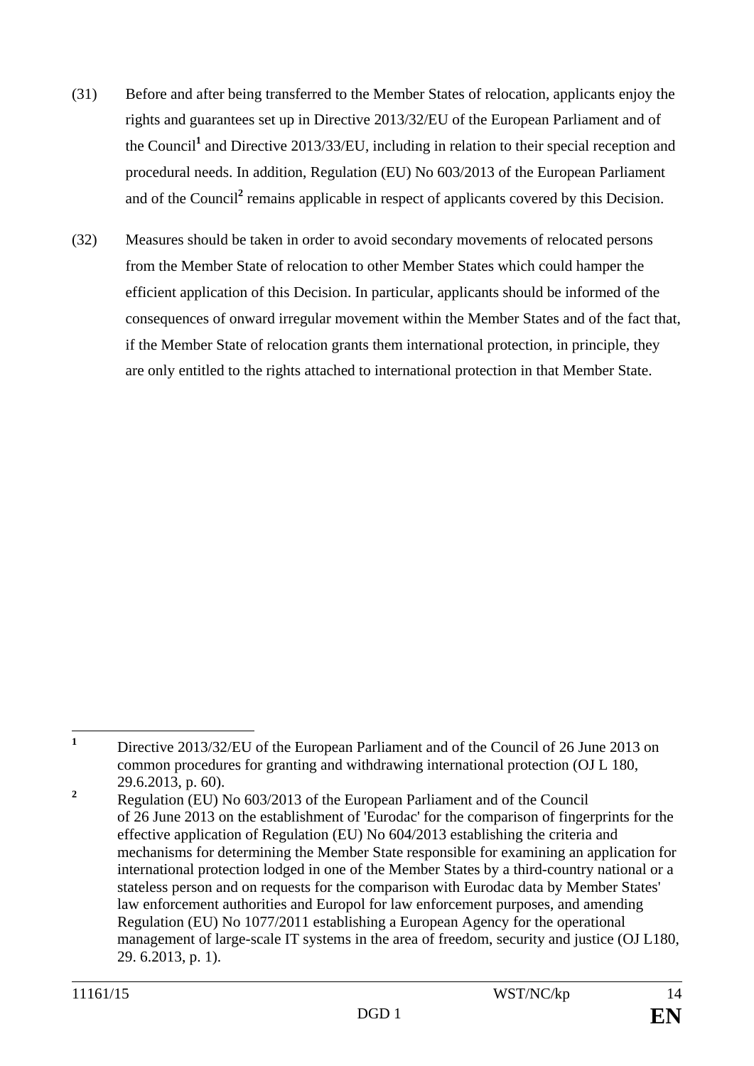(31) Before and after being transferred to the Member States of relocation, applicants enjoy the rights and guarantees set up in Directive 2013/32/EU of the European Parliament and of the Council[1] and Directive 2013/33/EU, including in relation to their special reception and procedural needs. In addition, Regulation (EU) No 603/2013 of the European Parliament and of the Council[2] remains applicable in respect of applicants covered by this Decision.

(32) Measures should be taken in order to avoid secondary movements of relocated persons from the Member State of relocation to other Member States which could hamper the efficient application of this Decision. In particular, applicants should be informed of the consequences of onward irregular movement within the Member States and of the fact that, if the Member State of relocation grants them international protection, in principle, they are only entitled to the rights attached to international protection in that Member State.

---

[1] Directive 2013/32/EU of the European Parliament and of the Council of 26 June 2013 on common procedures for granting and withdrawing international protection (OJ L 180, 29.6.2013, p. 60).

[2] Regulation (EU) No 603/2013 of the European Parliament and of the Council of 26 June 2013 on the establishment of 'Eurodac' for the comparison of fingerprints for the effective application of Regulation (EU) No 604/2013 establishing the criteria and mechanisms for determining the Member State responsible for examining an application for international protection lodged in one of the Member States by a third-country national or a stateless person and on requests for the comparison with Eurodac data by Member States' law enforcement authorities and Europol for law enforcement purposes, and amending Regulation (EU) No 1077/2011 establishing a European Agency for the operational management of large-scale IT systems in the area of freedom, security and justice (OJ L180, 29. 6.2013, p. 1).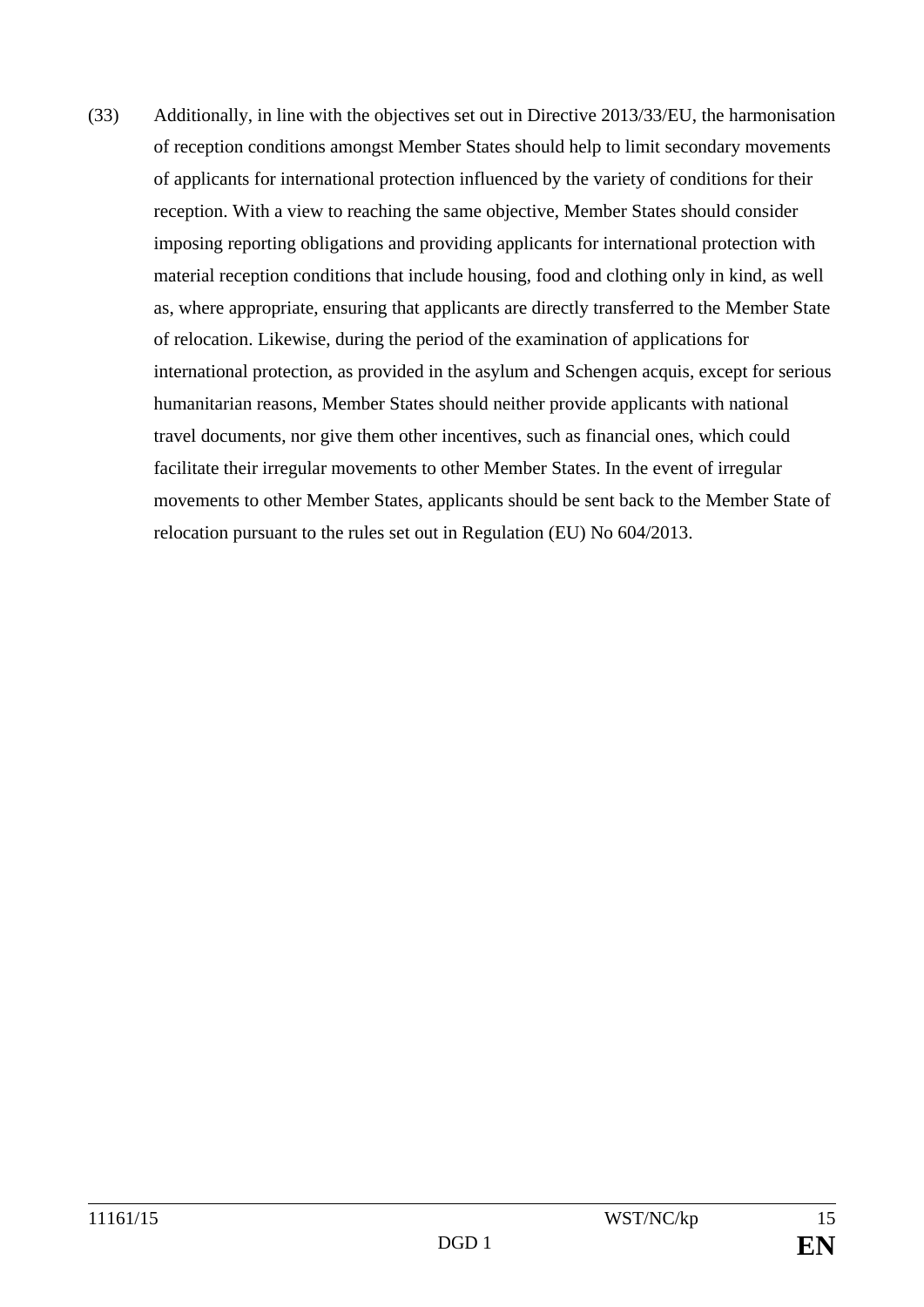(33) Additionally, in line with the objectives set out in Directive 2013/33/EU, the harmonisation of reception conditions amongst Member States should help to limit secondary movements of applicants for international protection influenced by the variety of conditions for their reception. With a view to reaching the same objective, Member States should consider imposing reporting obligations and providing applicants for international protection with material reception conditions that include housing, food and clothing only in kind, as well as, where appropriate, ensuring that applicants are directly transferred to the Member State of relocation. Likewise, during the period of the examination of applications for international protection, as provided in the asylum and Schengen acquis, except for serious humanitarian reasons, Member States should neither provide applicants with national travel documents, nor give them other incentives, such as financial ones, which could facilitate their irregular movements to other Member States. In the event of irregular movements to other Member States, applicants should be sent back to the Member State of relocation pursuant to the rules set out in Regulation (EU) No 604/2013.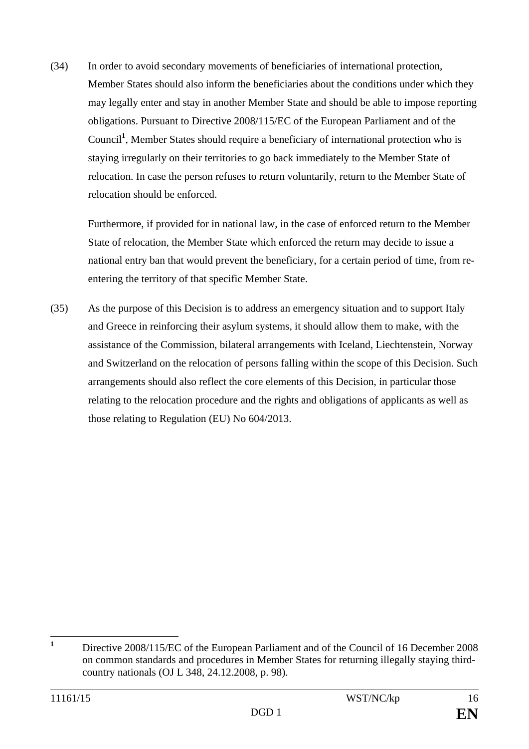(34) In order to avoid secondary movements of beneficiaries of international protection, Member States should also inform the beneficiaries about the conditions under which they may legally enter and stay in another Member State and should be able to impose reporting obligations. Pursuant to Directive 2008/115/EC of the European Parliament and of the Council[1], Member States should require a beneficiary of international protection who is staying irregularly on their territories to go back immediately to the Member State of relocation. In case the person refuses to return voluntarily, return to the Member State of relocation should be enforced.

Furthermore, if provided for in national law, in the case of enforced return to the Member State of relocation, the Member State which enforced the return may decide to issue a national entry ban that would prevent the beneficiary, for a certain period of time, from re-entering the territory of that specific Member State.

(35) As the purpose of this Decision is to address an emergency situation and to support Italy and Greece in reinforcing their asylum systems, it should allow them to make, with the assistance of the Commission, bilateral arrangements with Iceland, Liechtenstein, Norway and Switzerland on the relocation of persons falling within the scope of this Decision. Such arrangements should also reflect the core elements of this Decision, in particular those relating to the relocation procedure and the rights and obligations of applicants as well as those relating to Regulation (EU) No 604/2013.

---

[1] Directive 2008/115/EC of the European Parliament and of the Council of 16 December 2008 on common standards and procedures in Member States for returning illegally staying third-country nationals (OJ L 348, 24.12.2008, p. 98).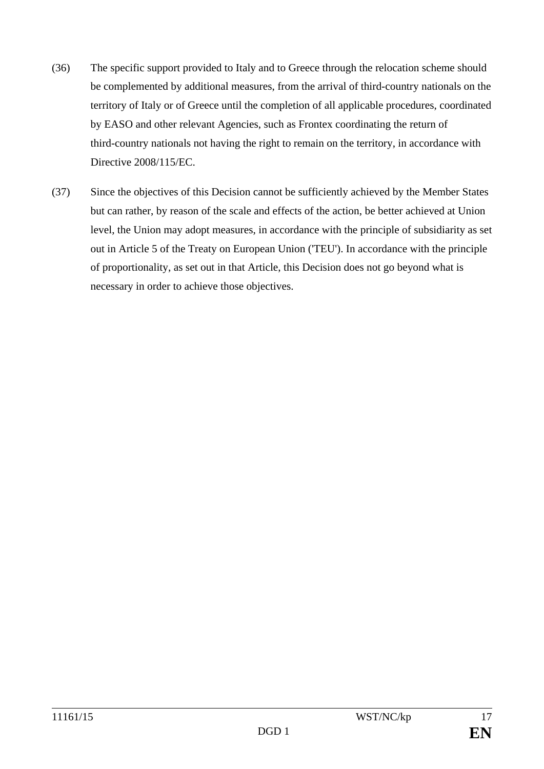(36) The specific support provided to Italy and to Greece through the relocation scheme should be complemented by additional measures, from the arrival of third-country nationals on the territory of Italy or of Greece until the completion of all applicable procedures, coordinated by EASO and other relevant Agencies, such as Frontex coordinating the return of third-country nationals not having the right to remain on the territory, in accordance with Directive 2008/115/EC.

(37) Since the objectives of this Decision cannot be sufficiently achieved by the Member States but can rather, by reason of the scale and effects of the action, be better achieved at Union level, the Union may adopt measures, in accordance with the principle of subsidiarity as set out in Article 5 of the Treaty on European Union ('TEU'). In accordance with the principle of proportionality, as set out in that Article, this Decision does not go beyond what is necessary in order to achieve those objectives.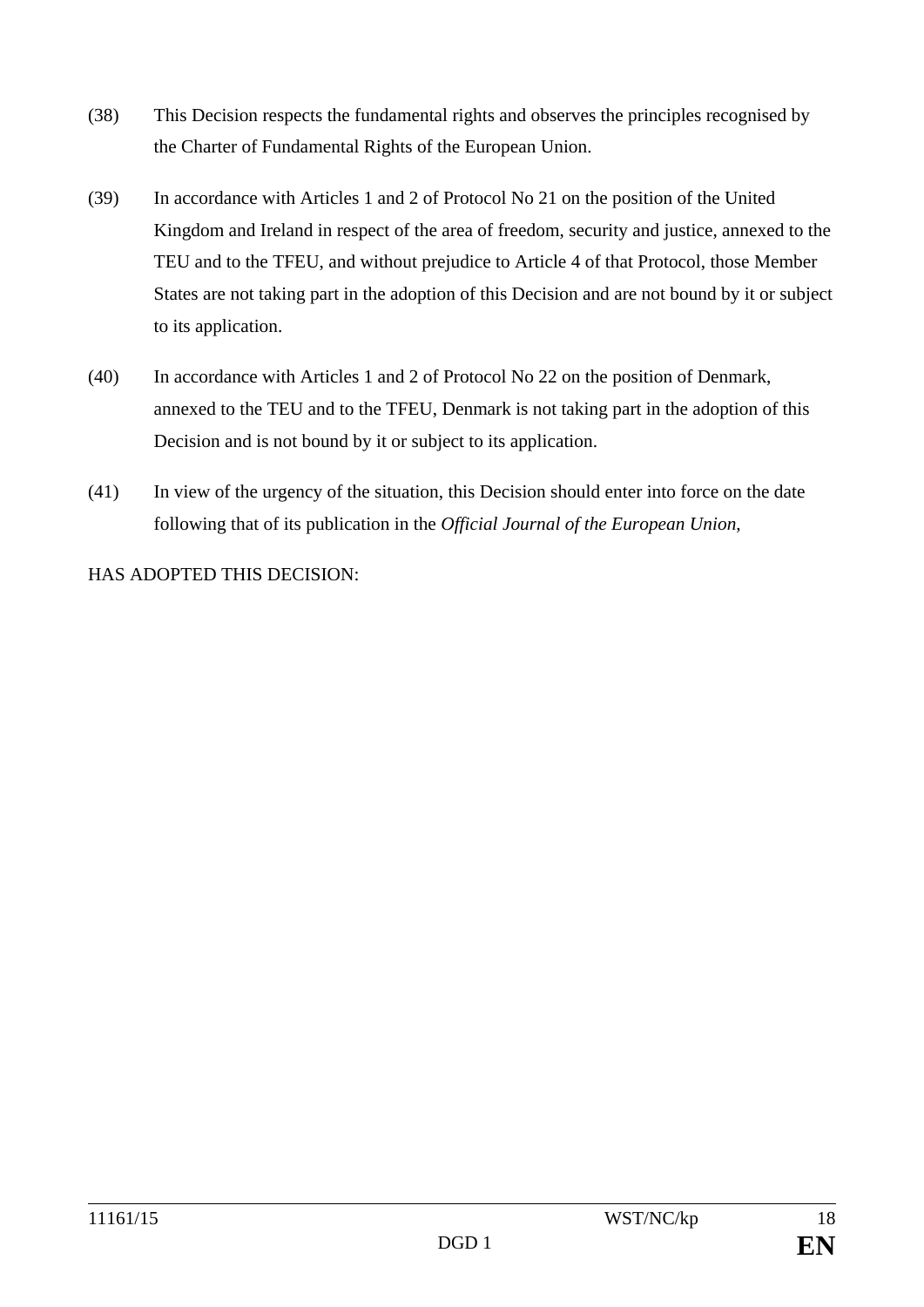(38) This Decision respects the fundamental rights and observes the principles recognised by the Charter of Fundamental Rights of the European Union.

(39) In accordance with Articles 1 and 2 of Protocol No 21 on the position of the United Kingdom and Ireland in respect of the area of freedom, security and justice, annexed to the TEU and to the TFEU, and without prejudice to Article 4 of that Protocol, those Member States are not taking part in the adoption of this Decision and are not bound by it or subject to its application.

(40) In accordance with Articles 1 and 2 of Protocol No 22 on the position of Denmark, annexed to the TEU and to the TFEU, Denmark is not taking part in the adoption of this Decision and is not bound by it or subject to its application.

(41) In view of the urgency of the situation, this Decision should enter into force on the date following that of its publication in the *Official Journal of the European Union*,

HAS ADOPTED THIS DECISION: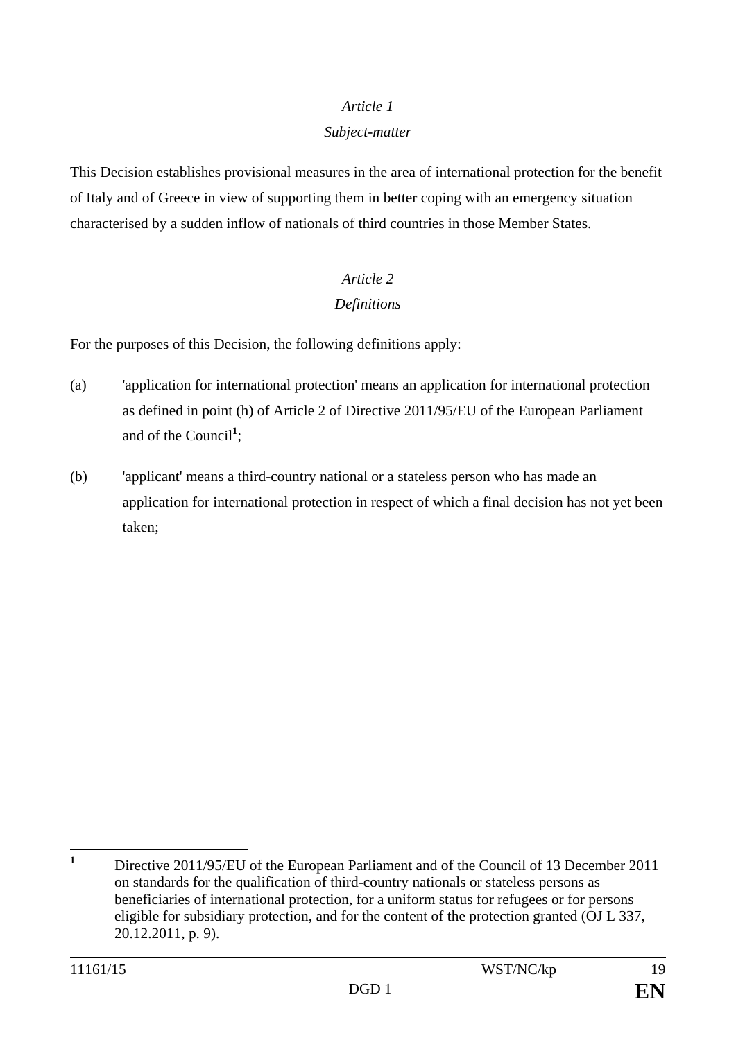*Article 1*

*Subject-matter*

This Decision establishes provisional measures in the area of international protection for the benefit of Italy and of Greece in view of supporting them in better coping with an emergency situation characterised by a sudden inflow of nationals of third countries in those Member States.

*Article 2*

*Definitions*

For the purposes of this Decision, the following definitions apply:

(a) 'application for international protection' means an application for international protection as defined in point (h) of Article 2 of Directive 2011/95/EU of the European Parliament and of the Council[1];

(b) 'applicant' means a third-country national or a stateless person who has made an application for international protection in respect of which a final decision has not yet been taken;

---

[1] Directive 2011/95/EU of the European Parliament and of the Council of 13 December 2011 on standards for the qualification of third-country nationals or stateless persons as beneficiaries of international protection, for a uniform status for refugees or for persons eligible for subsidiary protection, and for the content of the protection granted (OJ L 337, 20.12.2011, p. 9).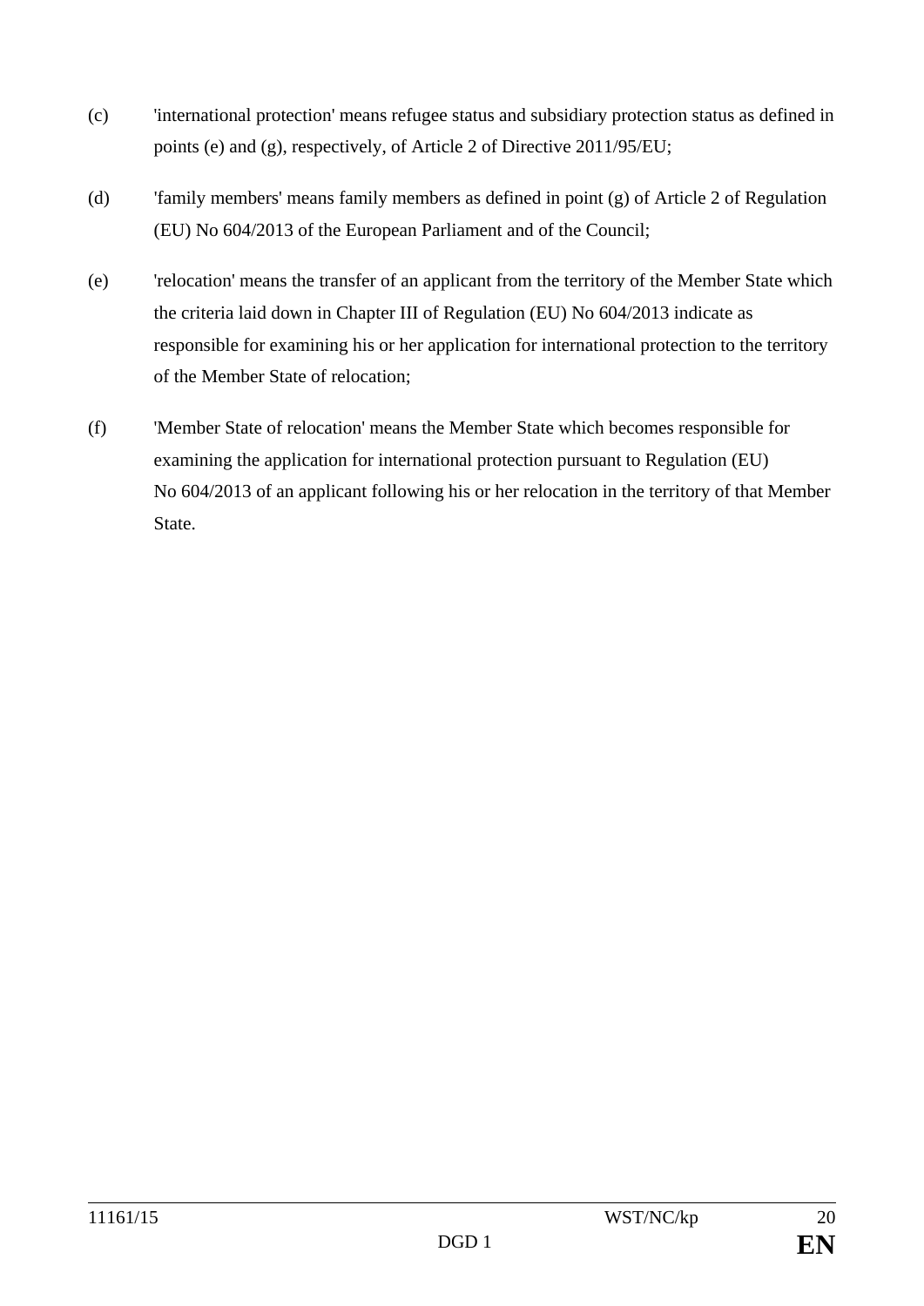(c) 'international protection' means refugee status and subsidiary protection status as defined in points (e) and (g), respectively, of Article 2 of Directive 2011/95/EU;

(d) 'family members' means family members as defined in point (g) of Article 2 of Regulation (EU) No 604/2013 of the European Parliament and of the Council;

(e) 'relocation' means the transfer of an applicant from the territory of the Member State which the criteria laid down in Chapter III of Regulation (EU) No 604/2013 indicate as responsible for examining his or her application for international protection to the territory of the Member State of relocation;

(f) 'Member State of relocation' means the Member State which becomes responsible for examining the application for international protection pursuant to Regulation (EU) No 604/2013 of an applicant following his or her relocation in the territory of that Member State.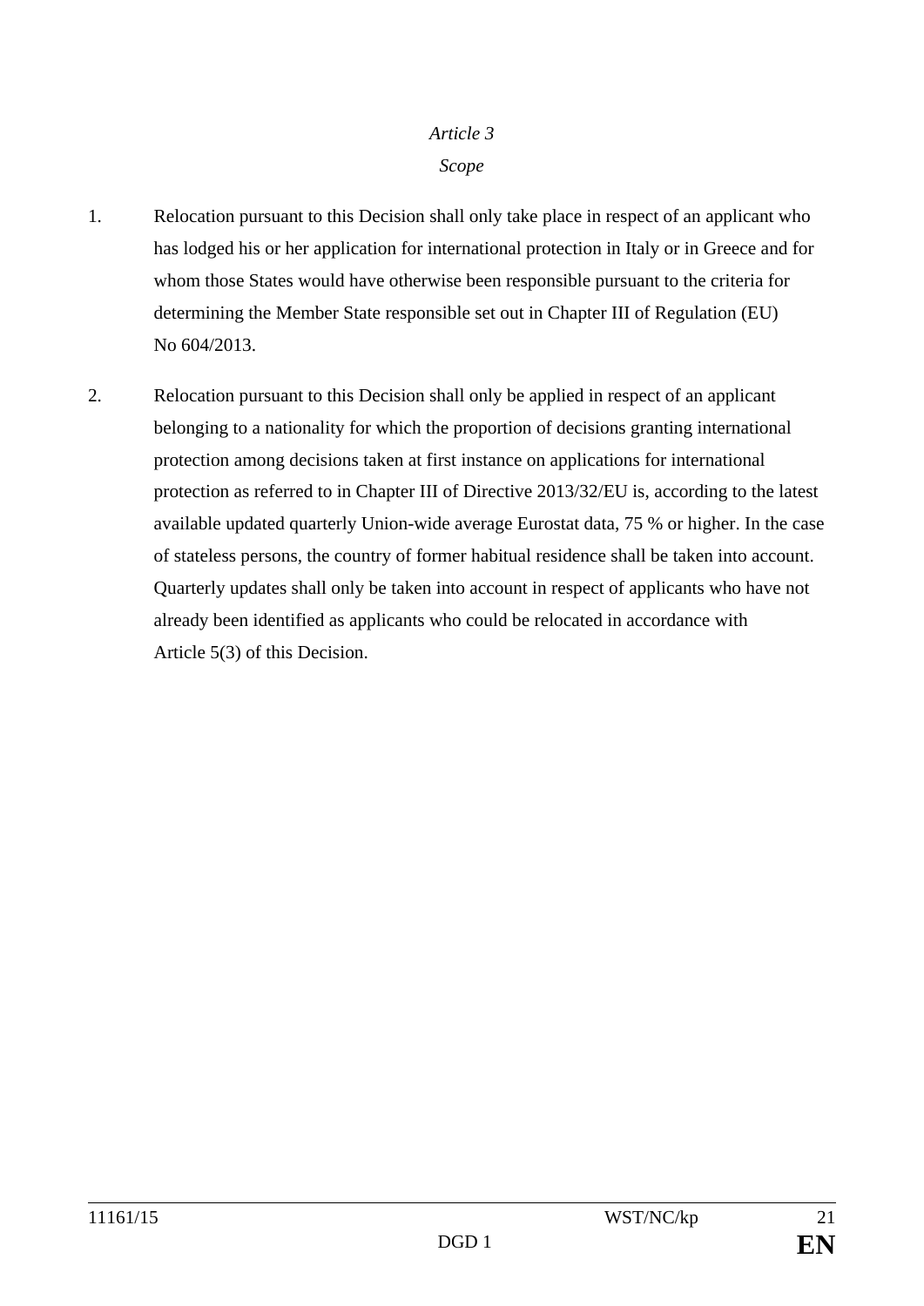*Article 3*

*Scope*

1. Relocation pursuant to this Decision shall only take place in respect of an applicant who has lodged his or her application for international protection in Italy or in Greece and for whom those States would have otherwise been responsible pursuant to the criteria for determining the Member State responsible set out in Chapter III of Regulation (EU) No 604/2013.

2. Relocation pursuant to this Decision shall only be applied in respect of an applicant belonging to a nationality for which the proportion of decisions granting international protection among decisions taken at first instance on applications for international protection as referred to in Chapter III of Directive 2013/32/EU is, according to the latest available updated quarterly Union-wide average Eurostat data, 75 % or higher. In the case of stateless persons, the country of former habitual residence shall be taken into account. Quarterly updates shall only be taken into account in respect of applicants who have not already been identified as applicants who could be relocated in accordance with Article 5(3) of this Decision.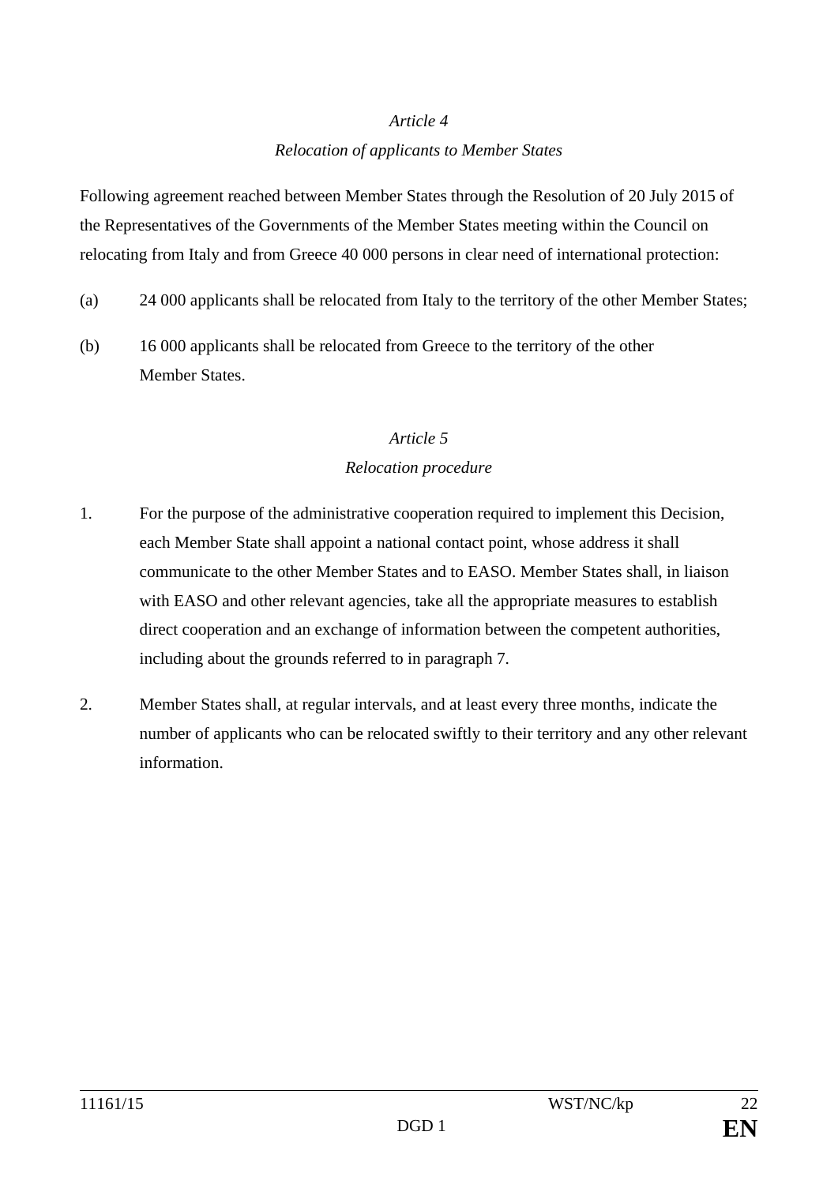*Article 4*

*Relocation of applicants to Member States*

Following agreement reached between Member States through the Resolution of 20 July 2015 of the Representatives of the Governments of the Member States meeting within the Council on relocating from Italy and from Greece 40 000 persons in clear need of international protection:

(a) 24 000 applicants shall be relocated from Italy to the territory of the other Member States;

(b) 16 000 applicants shall be relocated from Greece to the territory of the other Member States.

*Article 5*

*Relocation procedure*

1. For the purpose of the administrative cooperation required to implement this Decision, each Member State shall appoint a national contact point, whose address it shall communicate to the other Member States and to EASO. Member States shall, in liaison with EASO and other relevant agencies, take all the appropriate measures to establish direct cooperation and an exchange of information between the competent authorities, including about the grounds referred to in paragraph 7.

2. Member States shall, at regular intervals, and at least every three months, indicate the number of applicants who can be relocated swiftly to their territory and any other relevant information.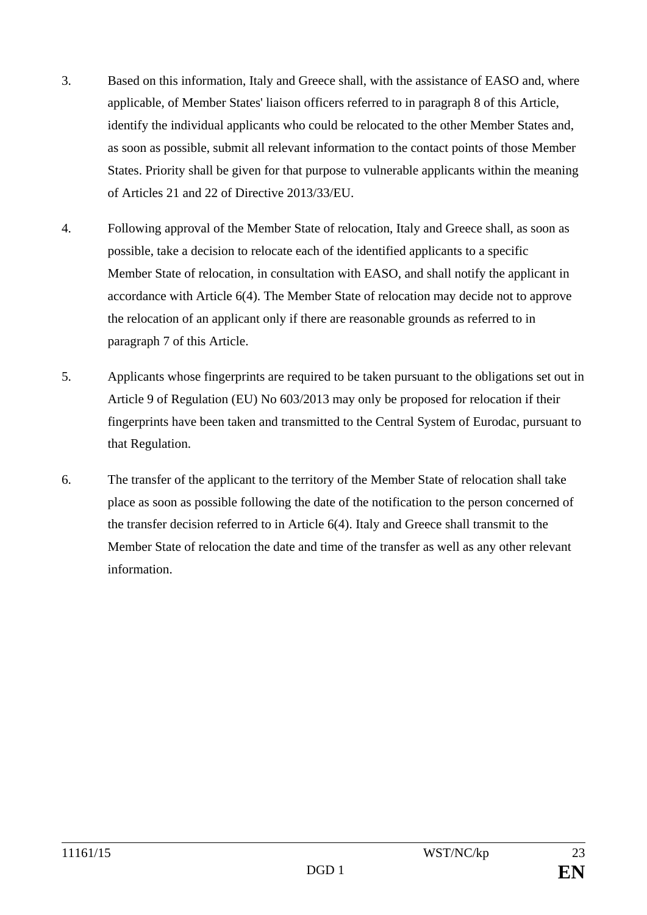3. Based on this information, Italy and Greece shall, with the assistance of EASO and, where applicable, of Member States' liaison officers referred to in paragraph 8 of this Article, identify the individual applicants who could be relocated to the other Member States and, as soon as possible, submit all relevant information to the contact points of those Member States. Priority shall be given for that purpose to vulnerable applicants within the meaning of Articles 21 and 22 of Directive 2013/33/EU.

4. Following approval of the Member State of relocation, Italy and Greece shall, as soon as possible, take a decision to relocate each of the identified applicants to a specific Member State of relocation, in consultation with EASO, and shall notify the applicant in accordance with Article 6(4). The Member State of relocation may decide not to approve the relocation of an applicant only if there are reasonable grounds as referred to in paragraph 7 of this Article.

5. Applicants whose fingerprints are required to be taken pursuant to the obligations set out in Article 9 of Regulation (EU) No 603/2013 may only be proposed for relocation if their fingerprints have been taken and transmitted to the Central System of Eurodac, pursuant to that Regulation.

6. The transfer of the applicant to the territory of the Member State of relocation shall take place as soon as possible following the date of the notification to the person concerned of the transfer decision referred to in Article 6(4). Italy and Greece shall transmit to the Member State of relocation the date and time of the transfer as well as any other relevant information.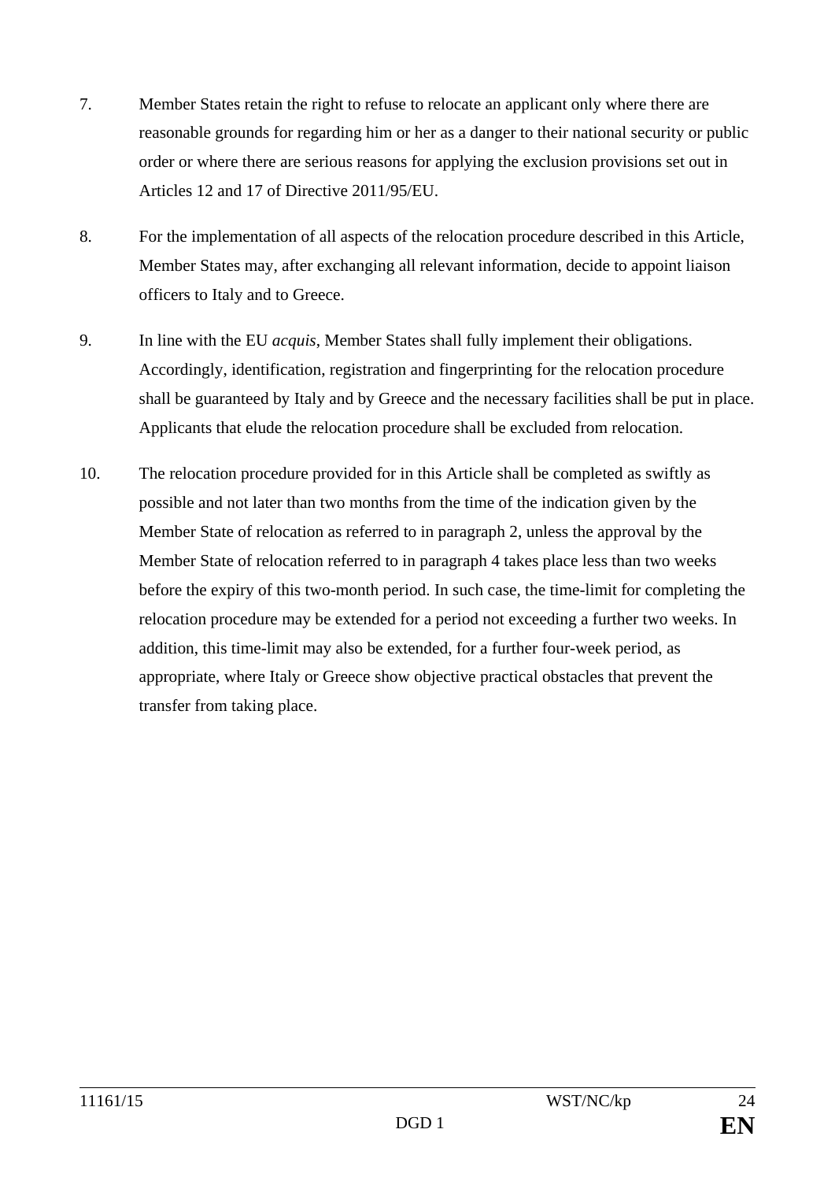7. Member States retain the right to refuse to relocate an applicant only where there are reasonable grounds for regarding him or her as a danger to their national security or public order or where there are serious reasons for applying the exclusion provisions set out in Articles 12 and 17 of Directive 2011/95/EU.

8. For the implementation of all aspects of the relocation procedure described in this Article, Member States may, after exchanging all relevant information, decide to appoint liaison officers to Italy and to Greece.

9. In line with the EU *acquis*, Member States shall fully implement their obligations. Accordingly, identification, registration and fingerprinting for the relocation procedure shall be guaranteed by Italy and by Greece and the necessary facilities shall be put in place. Applicants that elude the relocation procedure shall be excluded from relocation.

10. The relocation procedure provided for in this Article shall be completed as swiftly as possible and not later than two months from the time of the indication given by the Member State of relocation as referred to in paragraph 2, unless the approval by the Member State of relocation referred to in paragraph 4 takes place less than two weeks before the expiry of this two-month period. In such case, the time-limit for completing the relocation procedure may be extended for a period not exceeding a further two weeks. In addition, this time-limit may also be extended, for a further four-week period, as appropriate, where Italy or Greece show objective practical obstacles that prevent the transfer from taking place.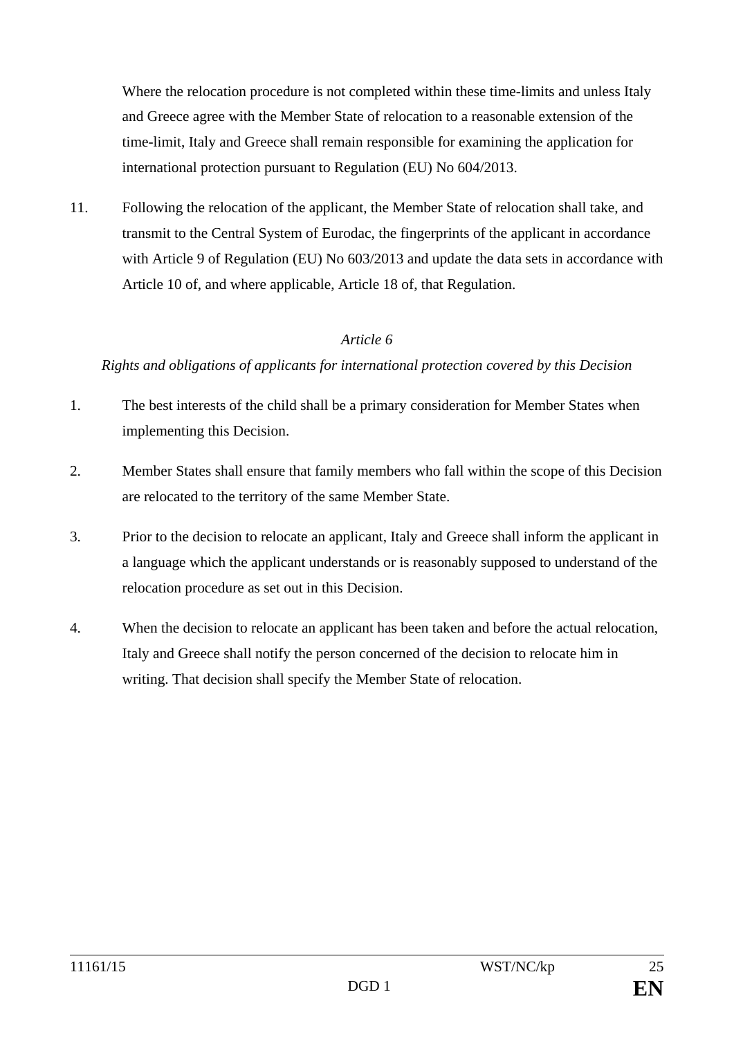Where the relocation procedure is not completed within these time-limits and unless Italy and Greece agree with the Member State of relocation to a reasonable extension of the time-limit, Italy and Greece shall remain responsible for examining the application for international protection pursuant to Regulation (EU) No 604/2013.

11. Following the relocation of the applicant, the Member State of relocation shall take, and transmit to the Central System of Eurodac, the fingerprints of the applicant in accordance with Article 9 of Regulation (EU) No 603/2013 and update the data sets in accordance with Article 10 of, and where applicable, Article 18 of, that Regulation.

*Article 6*

*Rights and obligations of applicants for international protection covered by this Decision*

1. The best interests of the child shall be a primary consideration for Member States when implementing this Decision.

2. Member States shall ensure that family members who fall within the scope of this Decision are relocated to the territory of the same Member State.

3. Prior to the decision to relocate an applicant, Italy and Greece shall inform the applicant in a language which the applicant understands or is reasonably supposed to understand of the relocation procedure as set out in this Decision.

4. When the decision to relocate an applicant has been taken and before the actual relocation, Italy and Greece shall notify the person concerned of the decision to relocate him in writing. That decision shall specify the Member State of relocation.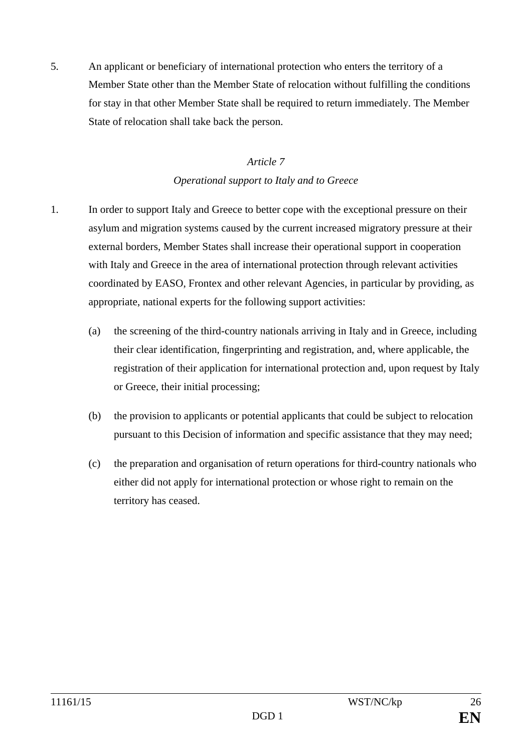5. An applicant or beneficiary of international protection who enters the territory of a Member State other than the Member State of relocation without fulfilling the conditions for stay in that other Member State shall be required to return immediately. The Member State of relocation shall take back the person.

*Article 7*

*Operational support to Italy and to Greece*

1. In order to support Italy and Greece to better cope with the exceptional pressure on their asylum and migration systems caused by the current increased migratory pressure at their external borders, Member States shall increase their operational support in cooperation with Italy and Greece in the area of international protection through relevant activities coordinated by EASO, Frontex and other relevant Agencies, in particular by providing, as appropriate, national experts for the following support activities:

   (a) the screening of the third-country nationals arriving in Italy and in Greece, including their clear identification, fingerprinting and registration, and, where applicable, the registration of their application for international protection and, upon request by Italy or Greece, their initial processing;

   (b) the provision to applicants or potential applicants that could be subject to relocation pursuant to this Decision of information and specific assistance that they may need;

   (c) the preparation and organisation of return operations for third-country nationals who either did not apply for international protection or whose right to remain on the territory has ceased.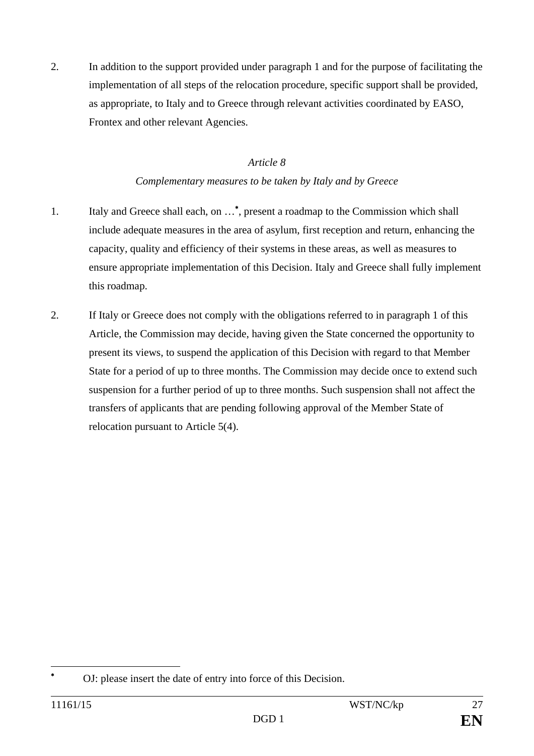2. In addition to the support provided under paragraph 1 and for the purpose of facilitating the implementation of all steps of the relocation procedure, specific support shall be provided, as appropriate, to Italy and to Greece through relevant activities coordinated by EASO, Frontex and other relevant Agencies.

*Article 8*

*Complementary measures to be taken by Italy and by Greece*

1. Italy and Greece shall each, on …[*], present a roadmap to the Commission which shall include adequate measures in the area of asylum, first reception and return, enhancing the capacity, quality and efficiency of their systems in these areas, as well as measures to ensure appropriate implementation of this Decision. Italy and Greece shall fully implement this roadmap.

2. If Italy or Greece does not comply with the obligations referred to in paragraph 1 of this Article, the Commission may decide, having given the State concerned the opportunity to present its views, to suspend the application of this Decision with regard to that Member State for a period of up to three months. The Commission may decide once to extend such suspension for a further period of up to three months. Such suspension shall not affect the transfers of applicants that are pending following approval of the Member State of relocation pursuant to Article 5(4).

---

[*] OJ: please insert the date of entry into force of this Decision.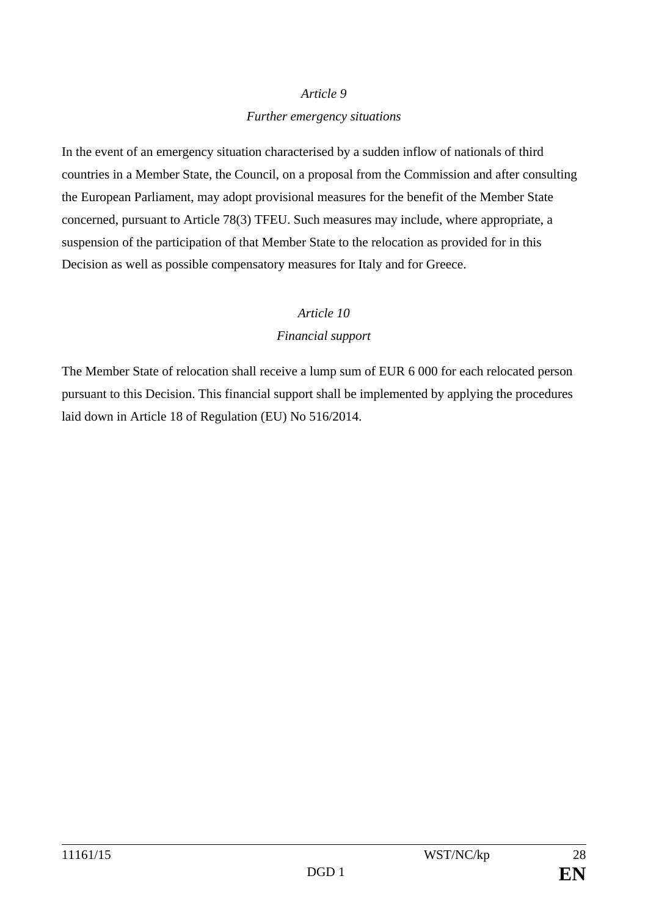*Article 9*

*Further emergency situations*

In the event of an emergency situation characterised by a sudden inflow of nationals of third countries in a Member State, the Council, on a proposal from the Commission and after consulting the European Parliament, may adopt provisional measures for the benefit of the Member State concerned, pursuant to Article 78(3) TFEU. Such measures may include, where appropriate, a suspension of the participation of that Member State to the relocation as provided for in this Decision as well as possible compensatory measures for Italy and for Greece.

*Article 10*

*Financial support*

The Member State of relocation shall receive a lump sum of EUR 6 000 for each relocated person pursuant to this Decision. This financial support shall be implemented by applying the procedures laid down in Article 18 of Regulation (EU) No 516/2014.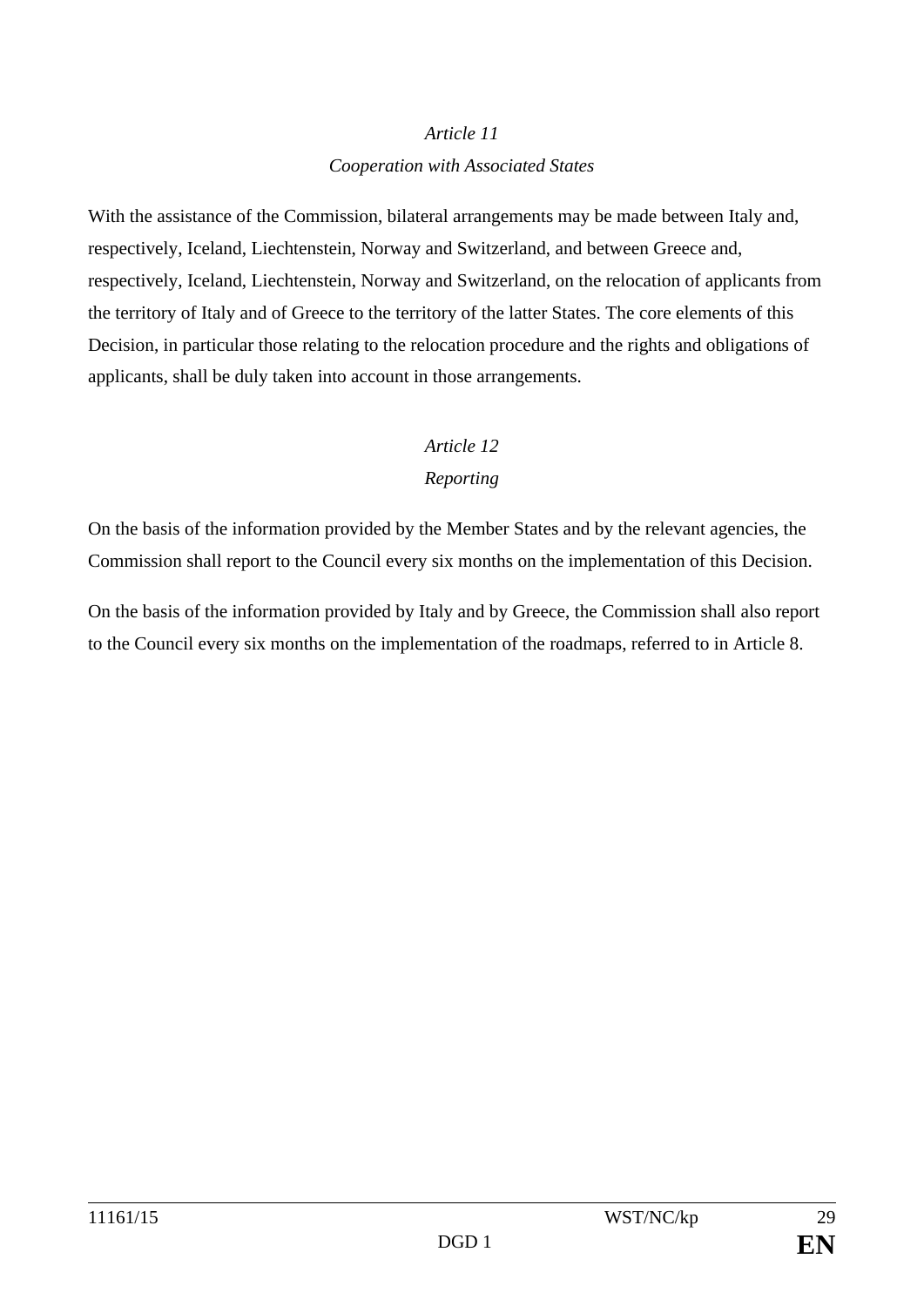*Article 11*

*Cooperation with Associated States*

With the assistance of the Commission, bilateral arrangements may be made between Italy and, respectively, Iceland, Liechtenstein, Norway and Switzerland, and between Greece and, respectively, Iceland, Liechtenstein, Norway and Switzerland, on the relocation of applicants from the territory of Italy and of Greece to the territory of the latter States. The core elements of this Decision, in particular those relating to the relocation procedure and the rights and obligations of applicants, shall be duly taken into account in those arrangements.

*Article 12*

*Reporting*

On the basis of the information provided by the Member States and by the relevant agencies, the Commission shall report to the Council every six months on the implementation of this Decision.

On the basis of the information provided by Italy and by Greece, the Commission shall also report to the Council every six months on the implementation of the roadmaps, referred to in Article 8.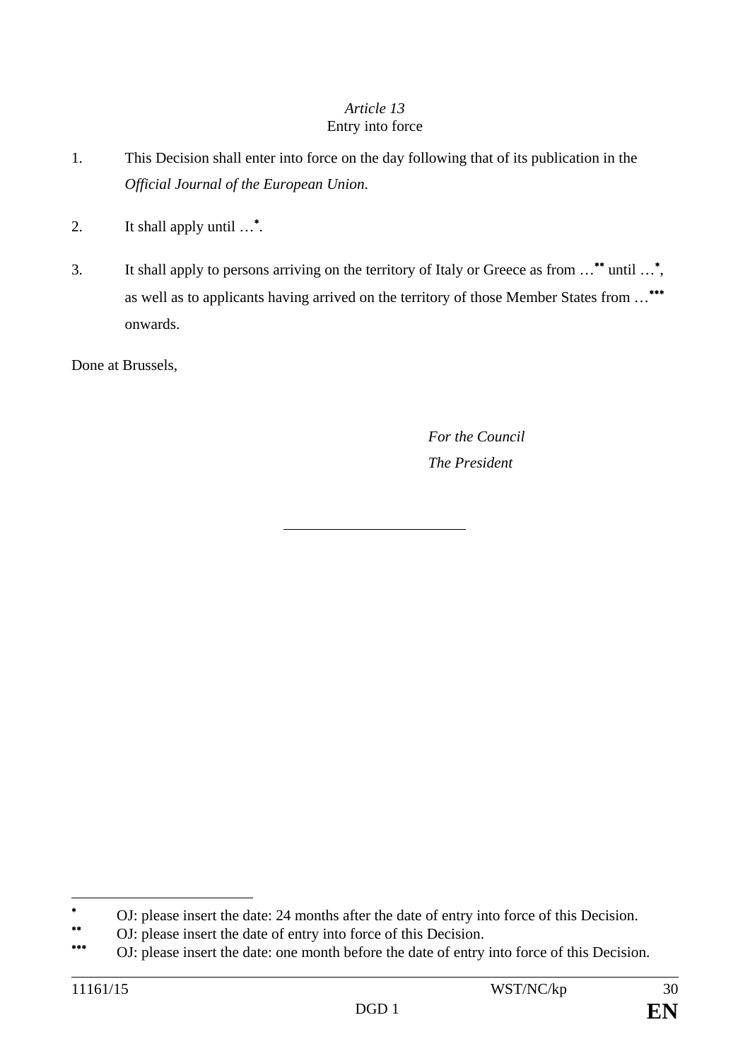*Article 13*
Entry into force

1. This Decision shall enter into force on the day following that of its publication in the *Official Journal of the European Union*.

2. It shall apply until …[*].

3. It shall apply to persons arriving on the territory of Italy or Greece as from …[**] until …[*], as well as to applicants having arrived on the territory of those Member States from …[***] onwards.

Done at Brussels,

*For the Council*
*The President*

---

[*] OJ: please insert the date: 24 months after the date of entry into force of this Decision.
[**] OJ: please insert the date of entry into force of this Decision.
[***] OJ: please insert the date: one month before the date of entry into force of this Decision.